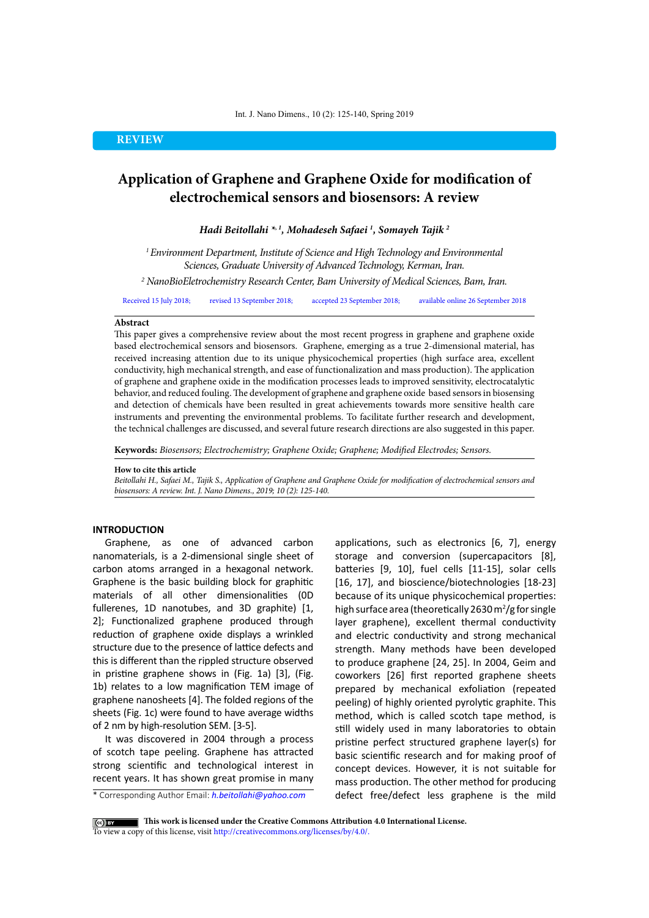REVIEW

# Application of Graphene and Graphene Oxide for modification of electrochemical sensors and biosensors: A review

***Hadi Beitollahi** *, 1, **Mohadeseh Safaei** 1, **Somayeh Tajik** 2*

*1 Environment Department, Institute of Science and High Technology and Environmental Sciences, Graduate University of Advanced Technology, Kerman, Iran.*

*2 NanoBioEletrochemistry Research Center, Bam University of Medical Sciences, Bam, Iran.*

Received 15 July 2018; revised 13 September 2018; accepted 23 September 2018; available online 26 September 2018

## Abstract

This paper gives a comprehensive review about the most recent progress in graphene and graphene oxide based electrochemical sensors and biosensors. Graphene, emerging as a true 2-dimensional material, has received increasing attention due to its unique physicochemical properties (high surface area, excellent conductivity, high mechanical strength, and ease of functionalization and mass production). The application of graphene and graphene oxide in the modification processes leads to improved sensitivity, electrocatalytic behavior, and reduced fouling. The development of graphene and graphene oxide based sensors in biosensing and detection of chemicals have been resulted in great achievements towards more sensitive health care instruments and preventing the environmental problems. To facilitate further research and development, the technical challenges are discussed, and several future research directions are also suggested in this paper.

**Keywords:** *Biosensors; Electrochemistry; Graphene Oxide; Graphene; Modified Electrodes; Sensors.*

**How to cite this article**
*Beitollahi H., Safaei M., Tajik S., Application of Graphene and Graphene Oxide for modification of electrochemical sensors and biosensors: A review. Int. J. Nano Dimens., 2019; 10 (2): 125-140.*

## INTRODUCTION

Graphene, as one of advanced carbon nanomaterials, is a 2-dimensional single sheet of carbon atoms arranged in a hexagonal network. Graphene is the basic building block for graphitic materials of all other dimensionalities (0D fullerenes, 1D nanotubes, and 3D graphite) [1, 2]; Functionalized graphene produced through reduction of graphene oxide displays a wrinkled structure due to the presence of lattice defects and this is different than the rippled structure observed in pristine graphene shows in (Fig. 1a) [3], (Fig. 1b) relates to a low magnification TEM image of graphene nanosheets [4]. The folded regions of the sheets (Fig. 1c) were found to have average widths of 2 nm by high-resolution SEM. [3-5].

It was discovered in 2004 through a process of scotch tape peeling. Graphene has attracted strong scientific and technological interest in recent years. It has shown great promise in many applications, such as electronics [6, 7], energy storage and conversion (supercapacitors [8], batteries [9, 10], fuel cells [11-15], solar cells [16, 17], and bioscience/biotechnologies [18-23] because of its unique physicochemical properties: high surface area (theoretically 2630 $m^2/g$ for single layer graphene), excellent thermal conductivity and electric conductivity and strong mechanical strength. Many methods have been developed to produce graphene [24, 25]. In 2004, Geim and coworkers [26] first reported graphene sheets prepared by mechanical exfoliation (repeated peeling) of highly oriented pyrolytic graphite. This method, which is called scotch tape method, is still widely used in many laboratories to obtain pristine perfect structured graphene layer(s) for basic scientific research and for making proof of concept devices. However, it is not suitable for mass production. The other method for producing defect free/defect less graphene is the mild

\* Corresponding Author Email: *h.beitollahi@yahoo.com*

**This work is licensed under the Creative Commons Attribution 4.0 International License.**
To view a copy of this license, visit http://creativecommons.org/licenses/by/4.0/.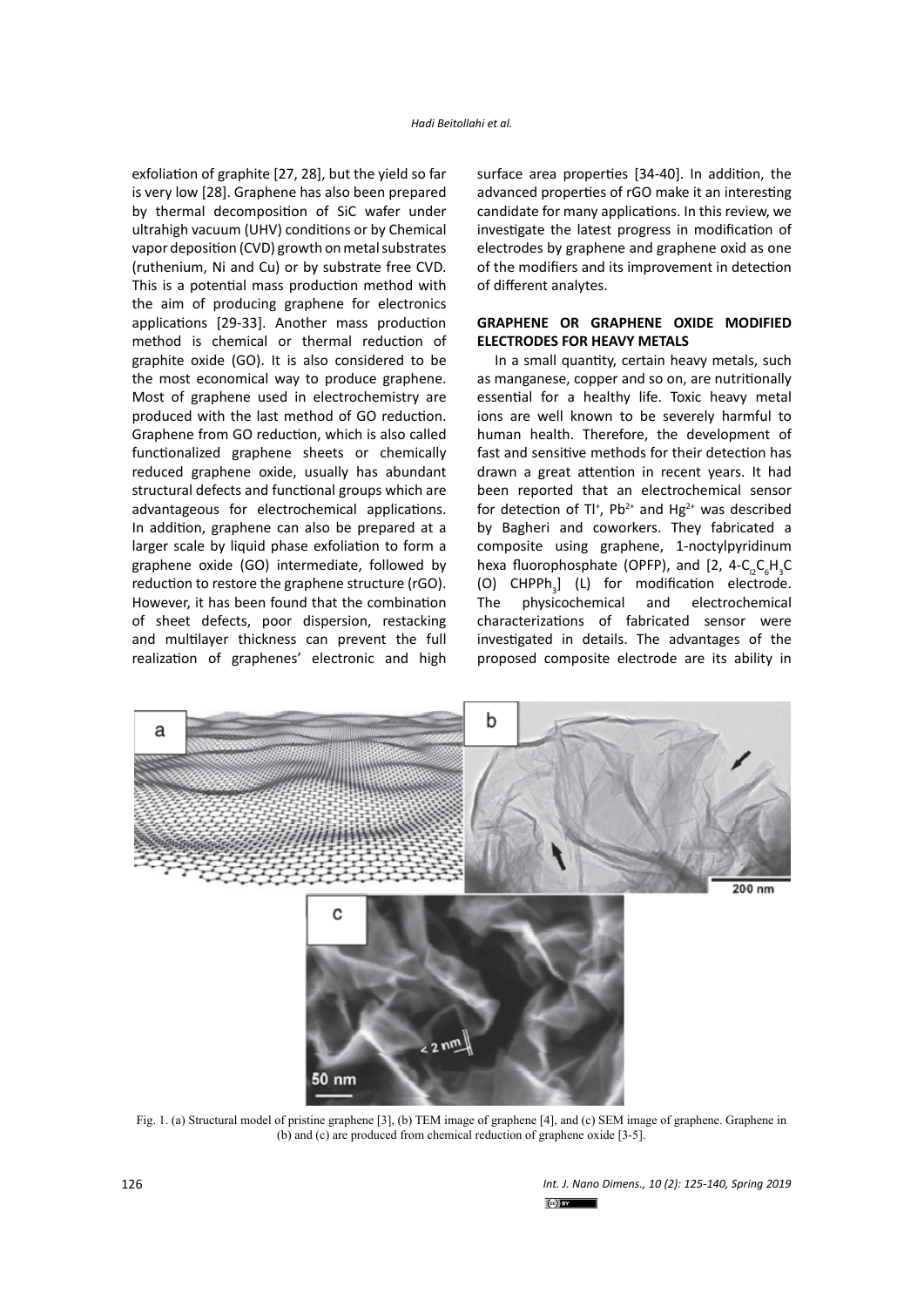exfoliation of graphite [27, 28], but the yield so far is very low [28]. Graphene has also been prepared by thermal decomposition of SiC wafer under ultrahigh vacuum (UHV) conditions or by Chemical vapor deposition (CVD) growth on metal substrates (ruthenium, Ni and Cu) or by substrate free CVD. This is a potential mass production method with the aim of producing graphene for electronics applications [29-33]. Another mass production method is chemical or thermal reduction of graphite oxide (GO). It is also considered to be the most economical way to produce graphene. Most of graphene used in electrochemistry are produced with the last method of GO reduction. Graphene from GO reduction, which is also called functionalized graphene sheets or chemically reduced graphene oxide, usually has abundant structural defects and functional groups which are advantageous for electrochemical applications. In addition, graphene can also be prepared at a larger scale by liquid phase exfoliation to form a graphene oxide (GO) intermediate, followed by reduction to restore the graphene structure (rGO). However, it has been found that the combination of sheet defects, poor dispersion, restacking and multilayer thickness can prevent the full realization of graphenes' electronic and high surface area properties [34-40]. In addition, the advanced properties of rGO make it an interesting candidate for many applications. In this review, we investigate the latest progress in modification of electrodes by graphene and graphene oxid as one of the modifiers and its improvement in detection of different analytes.

## GRAPHENE OR GRAPHENE OXIDE MODIFIED ELECTRODES FOR HEAVY METALS

In a small quantity, certain heavy metals, such as manganese, copper and so on, are nutritionally essential for a healthy life. Toxic heavy metal ions are well known to be severely harmful to human health. Therefore, the development of fast and sensitive methods for their detection has drawn a great attention in recent years. It had been reported that an electrochemical sensor for detection of $Tl^{+}$, $Pb^{2+}$ and $Hg^{2+}$ was described by Bagheri and coworkers. They fabricated a composite using graphene, 1-noctylpyridinum hexa fluorophosphate (OPFP), and [2, 4-$C_{l2}C_6H_3C$ (O) $CHPPh_3$] (L) for modification electrode. The physicochemical and electrochemical characterizations of fabricated sensor were investigated in details. The advantages of the proposed composite electrode are its ability in

Fig. 1. (a) Structural model of pristine graphene [3], (b) TEM image of graphene [4], and (c) SEM image of graphene. Graphene in (b) and (c) are produced from chemical reduction of graphene oxide [3-5].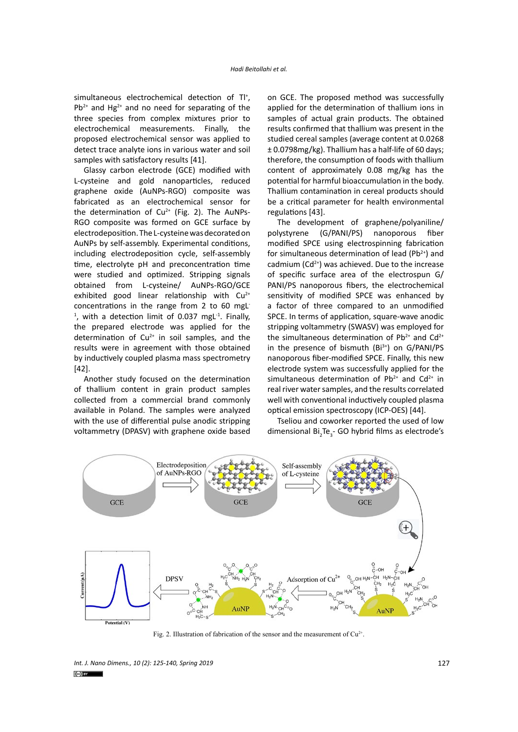simultaneous electrochemical detection of $Tl^+$, $Pb^{2+}$ and $Hg^{2+}$ and no need for separating of the three species from complex mixtures prior to electrochemical measurements. Finally, the proposed electrochemical sensor was applied to detect trace analyte ions in various water and soil samples with satisfactory results [41].

Glassy carbon electrode (GCE) modified with L-cysteine and gold nanoparticles, reduced graphene oxide (AuNPs-RGO) composite was fabricated as an electrochemical sensor for the determination of $Cu^{2+}$ (Fig. 2). The AuNPs-RGO composite was formed on GCE surface by electrodeposition. The L-cysteine was decorated on AuNPs by self-assembly. Experimental conditions, including electrodeposition cycle, self-assembly time, electrolyte pH and preconcentration time were studied and optimized. Stripping signals obtained from L-cysteine/ AuNPs-RGO/GCE exhibited good linear relationship with $Cu^{2+}$ concentrations in the range from 2 to 60 $mgL^{-1}$, with a detection limit of 0.037 $mgL^{-1}$. Finally, the prepared electrode was applied for the determination of $Cu^{2+}$ in soil samples, and the results were in agreement with those obtained by inductively coupled plasma mass spectrometry [42].

Another study focused on the determination of thallium content in grain product samples collected from a commercial brand commonly available in Poland. The samples were analyzed with the use of differential pulse anodic stripping voltammetry (DPASV) with graphene oxide based on GCE. The proposed method was successfully applied for the determination of thallium ions in samples of actual grain products. The obtained results confirmed that thallium was present in the studied cereal samples (average content at 0.0268 ± 0.0798mg/kg). Thallium has a half-life of 60 days; therefore, the consumption of foods with thallium content of approximately 0.08 mg/kg has the potential for harmful bioaccumulation in the body. Thallium contamination in cereal products should be a critical parameter for health environmental regulations [43].

The development of graphene/polyaniline/ polystyrene (G/PANI/PS) nanoporous fiber modified SPCE using electrospinning fabrication for simultaneous determination of lead ($Pb^{2+}$) and cadmium ($Cd^{2+}$) was achieved. Due to the increase of specific surface area of the electrospun G/ PANI/PS nanoporous fibers, the electrochemical sensitivity of modified SPCE was enhanced by a factor of three compared to an unmodified SPCE. In terms of application, square-wave anodic stripping voltammetry (SWASV) was employed for the simultaneous determination of $Pb^{2+}$ and $Cd^{2+}$ in the presence of bismuth ($Bi^{3+}$) on G/PANI/PS nanoporous fiber-modified SPCE. Finally, this new electrode system was successfully applied for the simultaneous determination of $Pb^{2+}$ and $Cd^{2+}$ in real river water samples, and the results correlated well with conventional inductively coupled plasma optical emission spectroscopy (ICP-OES) [44].

Tseliou and coworker reported the used of low dimensional $Bi_2Te_3$- GO hybrid films as electrode's

Fig. 2. Illustration of fabrication of the sensor and the measurement of $Cu^{2+}$.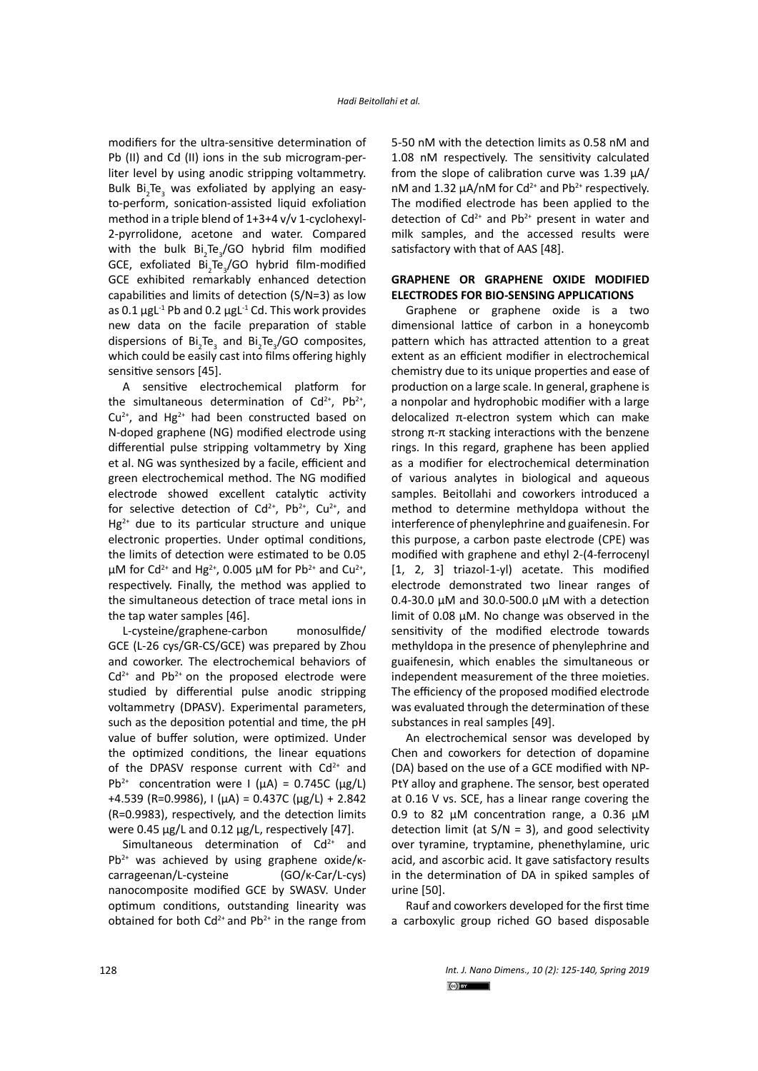modifiers for the ultra-sensitive determination of Pb (II) and Cd (II) ions in the sub microgram-per-liter level by using anodic stripping voltammetry. Bulk $Bi_2Te_3$ was exfoliated by applying an easy-to-perform, sonication-assisted liquid exfoliation method in a triple blend of 1+3+4 v/v 1-cyclohexyl-2-pyrrolidone, acetone and water. Compared with the bulk $Bi_2Te_3$/GO hybrid film modified GCE, exfoliated $Bi_2Te_3$/GO hybrid film-modified GCE exhibited remarkably enhanced detection capabilities and limits of detection (S/N=3) as low as 0.1 $\mu gL^{-1}$ Pb and 0.2 $\mu gL^{-1}$ Cd. This work provides new data on the facile preparation of stable dispersions of $Bi_2Te_3$ and $Bi_2Te_3$/GO composites, which could be easily cast into films offering highly sensitive sensors [45].

A sensitive electrochemical platform for the simultaneous determination of $Cd^{2+}$, $Pb^{2+}$, $Cu^{2+}$, and $Hg^{2+}$ had been constructed based on N-doped graphene (NG) modified electrode using differential pulse stripping voltammetry by Xing et al. NG was synthesized by a facile, efficient and green electrochemical method. The NG modified electrode showed excellent catalytic activity for selective detection of $Cd^{2+}$, $Pb^{2+}$, $Cu^{2+}$, and $Hg^{2+}$ due to its particular structure and unique electronic properties. Under optimal conditions, the limits of detection were estimated to be 0.05 μM for $Cd^{2+}$ and $Hg^{2+}$, 0.005 μM for $Pb^{2+}$ and $Cu^{2+}$, respectively. Finally, the method was applied to the simultaneous detection of trace metal ions in the tap water samples [46].

L-cysteine/graphene-carbon monosulfide/ GCE (L-26 cys/GR-CS/GCE) was prepared by Zhou and coworker. The electrochemical behaviors of $Cd^{2+}$ and $Pb^{2+}$ on the proposed electrode were studied by differential pulse anodic stripping voltammetry (DPASV). Experimental parameters, such as the deposition potential and time, the pH value of buffer solution, were optimized. Under the optimized conditions, the linear equations of the DPASV response current with $Cd^{2+}$ and $Pb^{2+}$ concentration were I (μA) = 0.745C (μg/L) +4.539 (R=0.9986), I (μA) = 0.437C (μg/L) + 2.842 (R=0.9983), respectively, and the detection limits were 0.45 μg/L and 0.12 μg/L, respectively [47].

Simultaneous determination of $Cd^{2+}$ and $Pb^{2+}$ was achieved by using graphene oxide/κ-carrageenan/L-cysteine (GO/κ-Car/L-cys) nanocomposite modified GCE by SWASV. Under optimum conditions, outstanding linearity was obtained for both $Cd^{2+}$ and $Pb^{2+}$ in the range from 5-50 nM with the detection limits as 0.58 nM and 1.08 nM respectively. The sensitivity calculated from the slope of calibration curve was 1.39 μA/nM and 1.32 μA/nM for $Cd^{2+}$ and $Pb^{2+}$ respectively. The modified electrode has been applied to the detection of $Cd^{2+}$ and $Pb^{2+}$ present in water and milk samples, and the accessed results were satisfactory with that of AAS [48].

## GRAPHENE OR GRAPHENE OXIDE MODIFIED ELECTRODES FOR BIO-SENSING APPLICATIONS

Graphene or graphene oxide is a two dimensional lattice of carbon in a honeycomb pattern which has attracted attention to a great extent as an efficient modifier in electrochemical chemistry due to its unique properties and ease of production on a large scale. In general, graphene is a nonpolar and hydrophobic modifier with a large delocalized π-electron system which can make strong π-π stacking interactions with the benzene rings. In this regard, graphene has been applied as a modifier for electrochemical determination of various analytes in biological and aqueous samples. Beitollahi and coworkers introduced a method to determine methyldopa without the interference of phenylephrine and guaifenesin. For this purpose, a carbon paste electrode (CPE) was modified with graphene and ethyl 2-(4-ferrocenyl [1, 2, 3] triazol-1-yl) acetate. This modified electrode demonstrated two linear ranges of 0.4-30.0 μM and 30.0-500.0 μM with a detection limit of 0.08 μM. No change was observed in the sensitivity of the modified electrode towards methyldopa in the presence of phenylephrine and guaifenesin, which enables the simultaneous or independent measurement of the three moieties. The efficiency of the proposed modified electrode was evaluated through the determination of these substances in real samples [49].

An electrochemical sensor was developed by Chen and coworkers for detection of dopamine (DA) based on the use of a GCE modified with NP-PtY alloy and graphene. The sensor, best operated at 0.16 V vs. SCE, has a linear range covering the 0.9 to 82 μM concentration range, a 0.36 μM detection limit (at S/N = 3), and good selectivity over tyramine, tryptamine, phenethylamine, uric acid, and ascorbic acid. It gave satisfactory results in the determination of DA in spiked samples of urine [50].

Rauf and coworkers developed for the first time a carboxylic group riched GO based disposable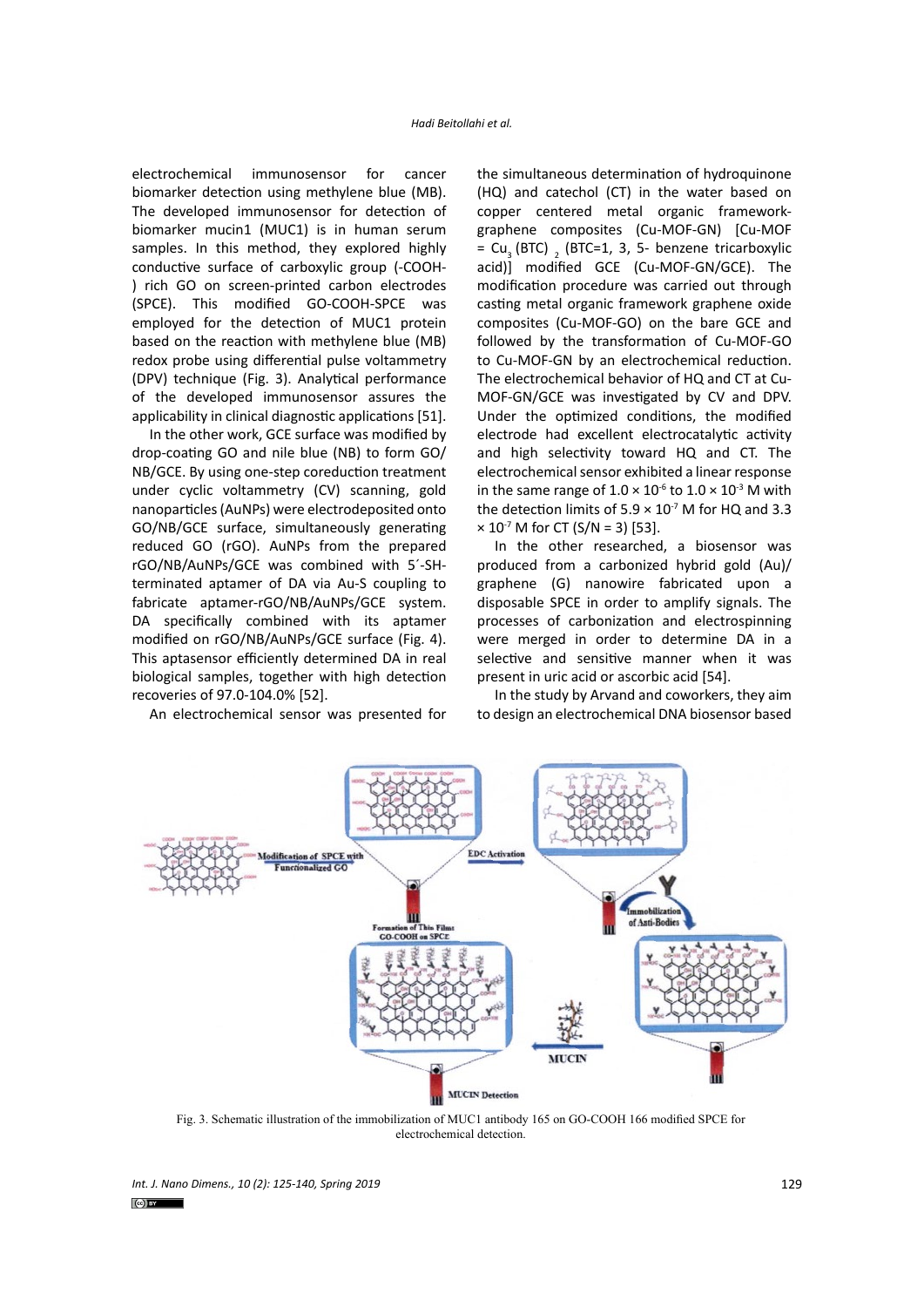electrochemical immunosensor for cancer biomarker detection using methylene blue (MB). The developed immunosensor for detection of biomarker mucin1 (MUC1) is in human serum samples. In this method, they explored highly conductive surface of carboxylic group (-COOH-) rich GO on screen-printed carbon electrodes (SPCE). This modified GO-COOH-SPCE was employed for the detection of MUC1 protein based on the reaction with methylene blue (MB) redox probe using differential pulse voltammetry (DPV) technique (Fig. 3). Analytical performance of the developed immunosensor assures the applicability in clinical diagnostic applications [51].

In the other work, GCE surface was modified by drop-coating GO and nile blue (NB) to form GO/NB/GCE. By using one-step coreduction treatment under cyclic voltammetry (CV) scanning, gold nanoparticles (AuNPs) were electrodeposited onto GO/NB/GCE surface, simultaneously generating reduced GO (rGO). AuNPs from the prepared rGO/NB/AuNPs/GCE was combined with 5´-SH-terminated aptamer of DA via Au-S coupling to fabricate aptamer-rGO/NB/AuNPs/GCE system. DA specifically combined with its aptamer modified on rGO/NB/AuNPs/GCE surface (Fig. 4). This aptasensor efficiently determined DA in real biological samples, together with high detection recoveries of 97.0-104.0% [52].

An electrochemical sensor was presented for the simultaneous determination of hydroquinone (HQ) and catechol (CT) in the water based on copper centered metal organic framework-graphene composites (Cu-MOF-GN) [Cu-MOF = $Cu_3(BTC)_2$ (BTC=1, 3, 5- benzene tricarboxylic acid)] modified GCE (Cu-MOF-GN/GCE). The modification procedure was carried out through casting metal organic framework graphene oxide composites (Cu-MOF-GO) on the bare GCE and followed by the transformation of Cu-MOF-GO to Cu-MOF-GN by an electrochemical reduction. The electrochemical behavior of HQ and CT at Cu-MOF-GN/GCE was investigated by CV and DPV. Under the optimized conditions, the modified electrode had excellent electrocatalytic activity and high selectivity toward HQ and CT. The electrochemical sensor exhibited a linear response in the same range of $1.0 \times 10^{-6}$ to $1.0 \times 10^{-3}$ M with the detection limits of $5.9 \times 10^{-7}$ M for HQ and $3.3 \times 10^{-7}$ M for CT (S/N = 3) [53].

In the other researched, a biosensor was produced from a carbonized hybrid gold (Au)/graphene (G) nanowire fabricated upon a disposable SPCE in order to amplify signals. The processes of carbonization and electrospinning were merged in order to determine DA in a selective and sensitive manner when it was present in uric acid or ascorbic acid [54].

In the study by Arvand and coworkers, they aim to design an electrochemical DNA biosensor based

Fig. 3. Schematic illustration of the immobilization of MUC1 antibody 165 on GO-COOH 166 modified SPCE for electrochemical detection.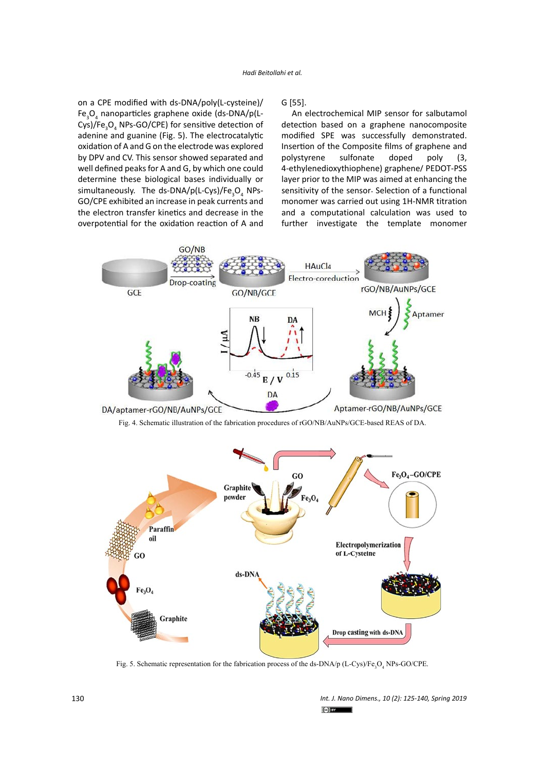on a CPE modified with ds-DNA/poly(L-cysteine)/$Fe_3O_4$ nanoparticles graphene oxide (ds-DNA/p(L-Cys)/$Fe_3O_4$ NPs-GO/CPE) for sensitive detection of adenine and guanine (Fig. 5). The electrocatalytic oxidation of A and G on the electrode was explored by DPV and CV. This sensor showed separated and well defined peaks for A and G, by which one could determine these biological bases individually or simultaneously. The ds-DNA/p(L-Cys)/$Fe_3O_4$ NPs-GO/CPE exhibited an increase in peak currents and the electron transfer kinetics and decrease in the overpotential for the oxidation reaction of A and G [55].

An electrochemical MIP sensor for salbutamol detection based on a graphene nanocomposite modified SPE was successfully demonstrated. Insertion of the Composite films of graphene and polystyrene sulfonate doped poly (3, 4-ethylenedioxythiophene) graphene/ PEDOT-PSS layer prior to the MIP was aimed at enhancing the sensitivity of the sensor. Selection of a functional monomer was carried out using 1H-NMR titration and a computational calculation was used to further investigate the template monomer

Fig. 4. Schematic illustration of the fabrication procedures of rGO/NB/AuNPs/GCE-based REAS of DA.

Fig. 5. Schematic representation for the fabrication process of the ds-DNA/p (L-Cys)/$Fe_3O_4$ NPs-GO/CPE.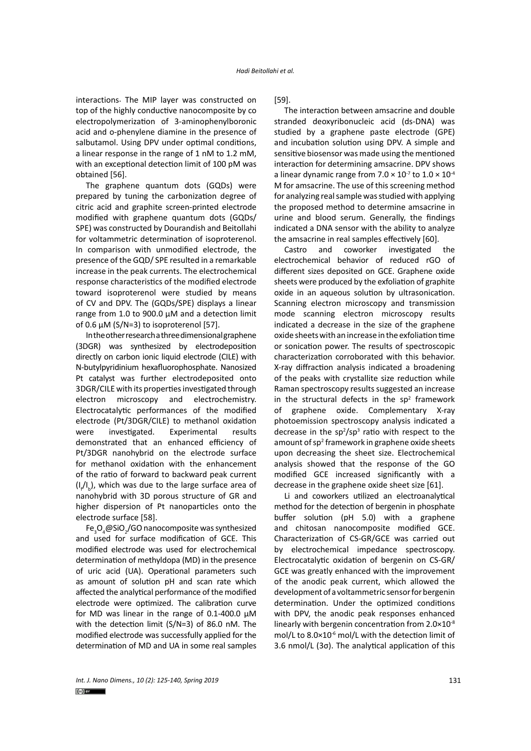interactions· The MIP layer was constructed on top of the highly conductive nanocomposite by co electropolymerization of 3-aminophenylboronic acid and o-phenylene diamine in the presence of salbutamol. Using DPV under optimal conditions, a linear response in the range of 1 nM to 1.2 mM, with an exceptional detection limit of 100 pM was obtained [56].

The graphene quantum dots (GQDs) were prepared by tuning the carbonization degree of citric acid and graphite screen-printed electrode modified with graphene quantum dots (GQDs/ SPE) was constructed by Dourandish and Beitollahi for voltammetric determination of isoproterenol. In comparison with unmodified electrode, the presence of the GQD/ SPE resulted in a remarkable increase in the peak currents. The electrochemical response characteristics of the modified electrode toward isoproterenol were studied by means of CV and DPV. The (GQDs/SPE) displays a linear range from 1.0 to 900.0 µM and a detection limit of 0.6 µM (S/N=3) to isoproterenol [57].

In the other research a three dimensional graphene (3DGR) was synthesized by electrodeposition directly on carbon ionic liquid electrode (CILE) with N-butylpyridinium hexafluorophosphate. Nanosized Pt catalyst was further electrodeposited onto 3DGR/CILE with its properties investigated through electron microscopy and electrochemistry. Electrocatalytic performances of the modified electrode (Pt/3DGR/CILE) to methanol oxidation were investigated. Experimental results demonstrated that an enhanced efficiency of Pt/3DGR nanohybrid on the electrode surface for methanol oxidation with the enhancement of the ratio of forward to backward peak current ($I_f/I_b$), which was due to the large surface area of nanohybrid with 3D porous structure of GR and higher dispersion of Pt nanoparticles onto the electrode surface [58].

$Fe_3O_4$@$SiO_2$/GO nanocomposite was synthesized and used for surface modification of GCE. This modified electrode was used for electrochemical determination of methyldopa (MD) in the presence of uric acid (UA). Operational parameters such as amount of solution pH and scan rate which affected the analytical performance of the modified electrode were optimized. The calibration curve for MD was linear in the range of 0.1-400.0 µM with the detection limit (S/N=3) of 86.0 nM. The modified electrode was successfully applied for the determination of MD and UA in some real samples [59].

The interaction between amsacrine and double stranded deoxyribonucleic acid (ds-DNA) was studied by a graphene paste electrode (GPE) and incubation solution using DPV. A simple and sensitive biosensor was made using the mentioned interaction for determining amsacrine. DPV shows a linear dynamic range from $7.0 \times 10^{-7}$ to $1.0 \times 10^{-4}$ M for amsacrine. The use of this screening method for analyzing real sample was studied with applying the proposed method to determine amsacrine in urine and blood serum. Generally, the findings indicated a DNA sensor with the ability to analyze the amsacrine in real samples effectively [60].

Castro and coworker investigated the electrochemical behavior of reduced rGO of different sizes deposited on GCE. Graphene oxide sheets were produced by the exfoliation of graphite oxide in an aqueous solution by ultrasonication. Scanning electron microscopy and transmission mode scanning electron microscopy results indicated a decrease in the size of the graphene oxide sheets with an increase in the exfoliation time or sonication power. The results of spectroscopic characterization corroborated with this behavior. X-ray diffraction analysis indicated a broadening of the peaks with crystallite size reduction while Raman spectroscopy results suggested an increase in the structural defects in the $sp^2$ framework of graphene oxide. Complementary X-ray photoemission spectroscopy analysis indicated a decrease in the $sp^2/sp^3$ ratio with respect to the amount of $sp^2$ framework in graphene oxide sheets upon decreasing the sheet size. Electrochemical analysis showed that the response of the GO modified GCE increased significantly with a decrease in the graphene oxide sheet size [61].

Li and coworkers utilized an electroanalytical method for the detection of bergenin in phosphate buffer solution (pH 5.0) with a graphene and chitosan nanocomposite modified GCE. Characterization of CS-GR/GCE was carried out by electrochemical impedance spectroscopy. Electrocatalytic oxidation of bergenin on CS-GR/GCE was greatly enhanced with the improvement of the anodic peak current, which allowed the development of a voltammetric sensor for bergenin determination. Under the optimized conditions with DPV, the anodic peak responses enhanced linearly with bergenin concentration from $2.0\times10^{-8}$ mol/L to $8.0\times10^{-6}$ mol/L with the detection limit of 3.6 nmol/L (3σ). The analytical application of this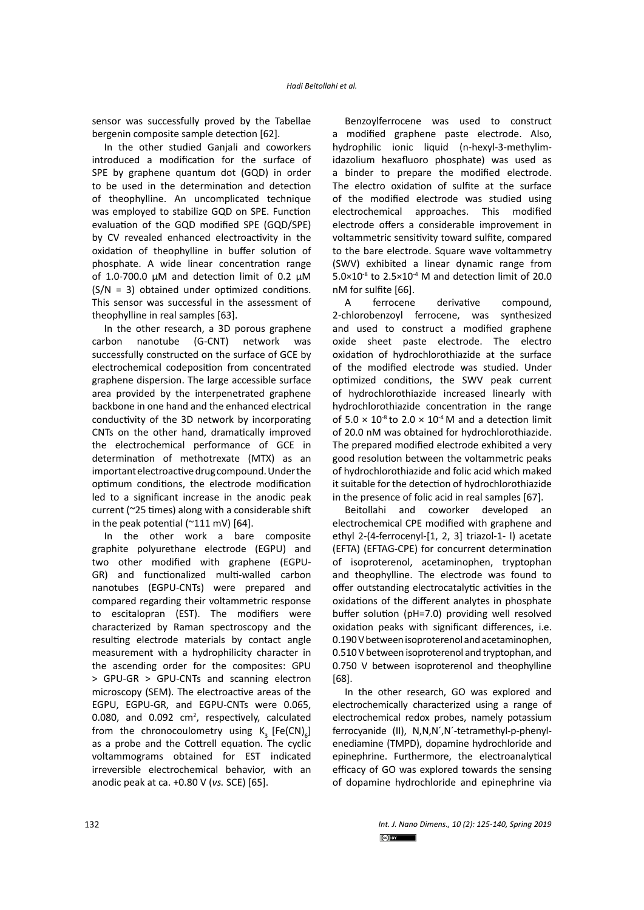sensor was successfully proved by the Tabellae bergenin composite sample detection [62].

In the other studied Ganjali and coworkers introduced a modification for the surface of SPE by graphene quantum dot (GQD) in order to be used in the determination and detection of theophylline. An uncomplicated technique was employed to stabilize GQD on SPE. Function evaluation of the GQD modified SPE (GQD/SPE) by CV revealed enhanced electroactivity in the oxidation of theophylline in buffer solution of phosphate. A wide linear concentration range of 1.0-700.0 µM and detection limit of 0.2 µM (S/N = 3) obtained under optimized conditions. This sensor was successful in the assessment of theophylline in real samples [63].

In the other research, a 3D porous graphene carbon nanotube (G-CNT) network was successfully constructed on the surface of GCE by electrochemical codeposition from concentrated graphene dispersion. The large accessible surface area provided by the interpenetrated graphene backbone in one hand and the enhanced electrical conductivity of the 3D network by incorporating CNTs on the other hand, dramatically improved the electrochemical performance of GCE in determination of methotrexate (MTX) as an important electroactive drug compound. Under the optimum conditions, the electrode modification led to a significant increase in the anodic peak current (~25 times) along with a considerable shift in the peak potential (~111 mV) [64].

In the other work a bare composite graphite polyurethane electrode (EGPU) and two other modified with graphene (EGPU-GR) and functionalized multi-walled carbon nanotubes (EGPU-CNTs) were prepared and compared regarding their voltammetric response to escitalopran (EST). The modifiers were characterized by Raman spectroscopy and the resulting electrode materials by contact angle measurement with a hydrophilicity character in the ascending order for the composites: GPU > GPU-GR > GPU-CNTs and scanning electron microscopy (SEM). The electroactive areas of the EGPU, EGPU-GR, and EGPU-CNTs were 0.065, 0.080, and 0.092 $cm^2$, respectively, calculated from the chronocoulometry using $K_3[Fe(CN)_6]$ as a probe and the Cottrell equation. The cyclic voltammograms obtained for EST indicated irreversible electrochemical behavior, with an anodic peak at ca. +0.80 V (*vs.* SCE) [65].

Benzoylferrocene was used to construct a modified graphene paste electrode. Also, hydrophilic ionic liquid (n-hexyl-3-methylimidazolium hexafluoro phosphate) was used as a binder to prepare the modified electrode. The electro oxidation of sulfite at the surface of the modified electrode was studied using electrochemical approaches. This modified electrode offers a considerable improvement in voltammetric sensitivity toward sulfite, compared to the bare electrode. Square wave voltammetry (SWV) exhibited a linear dynamic range from $5.0\times10^{-8}$ to $2.5\times10^{-4}$ M and detection limit of 20.0 nM for sulfite [66].

A ferrocene derivative compound, 2-chlorobenzoyl ferrocene, was synthesized and used to construct a modified graphene oxide sheet paste electrode. The electro oxidation of hydrochlorothiazide at the surface of the modified electrode was studied. Under optimized conditions, the SWV peak current of hydrochlorothiazide increased linearly with hydrochlorothiazide concentration in the range of $5.0 \times 10^{-8}$ to $2.0 \times 10^{-4}$ M and a detection limit of 20.0 nM was obtained for hydrochlorothiazide. The prepared modified electrode exhibited a very good resolution between the voltammetric peaks of hydrochlorothiazide and folic acid which maked it suitable for the detection of hydrochlorothiazide in the presence of folic acid in real samples [67].

Beitollahi and coworker developed an electrochemical CPE modified with graphene and ethyl 2-(4-ferrocenyl-[1, 2, 3] triazol-1- l) acetate (EFTA) (EFTAG-CPE) for concurrent determination of isoproterenol, acetaminophen, tryptophan and theophylline. The electrode was found to offer outstanding electrocatalytic activities in the oxidations of the different analytes in phosphate buffer solution (pH=7.0) providing well resolved oxidation peaks with significant differences, i.e. 0.190 V between isoproterenol and acetaminophen, 0.510 V between isoproterenol and tryptophan, and 0.750 V between isoproterenol and theophylline [68].

In the other research, GO was explored and electrochemically characterized using a range of electrochemical redox probes, namely potassium ferrocyanide (II), N,N,N´,N´-tetramethyl-p-phenylenediamine (TMPD), dopamine hydrochloride and epinephrine. Furthermore, the electroanalytical efficacy of GO was explored towards the sensing of dopamine hydrochloride and epinephrine via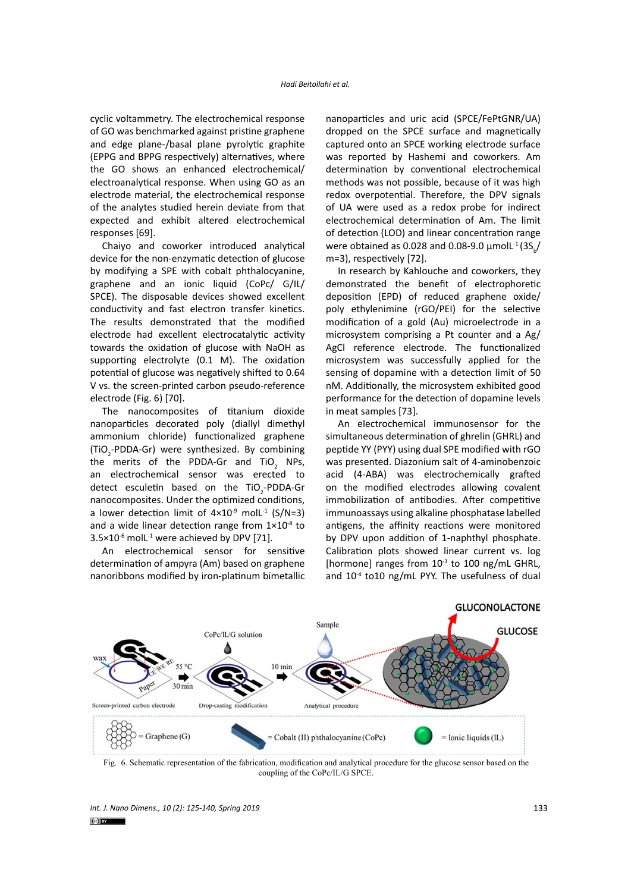cyclic voltammetry. The electrochemical response of GO was benchmarked against pristine graphene and edge plane-/basal plane pyrolytic graphite (EPPG and BPPG respectively) alternatives, where the GO shows an enhanced electrochemical/electroanalytical response. When using GO as an electrode material, the electrochemical response of the analytes studied herein deviate from that expected and exhibit altered electrochemical responses [69].

Chaiyo and coworker introduced analytical device for the non-enzymatic detection of glucose by modifying a SPE with cobalt phthalocyanine, graphene and an ionic liquid (CoPc/ G/IL/ SPCE). The disposable devices showed excellent conductivity and fast electron transfer kinetics. The results demonstrated that the modified electrode had excellent electrocatalytic activity towards the oxidation of glucose with NaOH as supporting electrolyte (0.1 M). The oxidation potential of glucose was negatively shifted to 0.64 V vs. the screen-printed carbon pseudo-reference electrode (Fig. 6) [70].

The nanocomposites of titanium dioxide nanoparticles decorated poly (diallyl dimethyl ammonium chloride) functionalized graphene ($TiO_2$-PDDA-Gr) were synthesized. By combining the merits of the PDDA-Gr and $TiO_2$ NPs, an electrochemical sensor was erected to detect esculetin based on the $TiO_2$-PDDA-Gr nanocomposites. Under the optimized conditions, a lower detection limit of $4\times10^{-9}$ molL$^{-1}$ (S/N=3) and a wide linear detection range from $1\times10^{-8}$ to $3.5\times10^{-6}$ molL$^{-1}$ were achieved by DPV [71].

An electrochemical sensor for sensitive determination of ampyra (Am) based on graphene nanoribbons modified by iron-platinum bimetallic nanoparticles and uric acid (SPCE/FePtGNR/UA) dropped on the SPCE surface and magnetically captured onto an SPCE working electrode surface was reported by Hashemi and coworkers. Am determination by conventional electrochemical methods was not possible, because of it was high redox overpotential. Therefore, the DPV signals of UA were used as a redox probe for indirect electrochemical determination of Am. The limit of detection (LOD) and linear concentration range were obtained as 0.028 and 0.08-9.0 µmolL$^{-1}$ ($3S_b$/m=3), respectively [72].

In research by Kahlouche and coworkers, they demonstrated the benefit of electrophoretic deposition (EPD) of reduced graphene oxide/poly ethylenimine (rGO/PEI) for the selective modification of a gold (Au) microelectrode in a microsystem comprising a Pt counter and a Ag/AgCl reference electrode. The functionalized microsystem was successfully applied for the sensing of dopamine with a detection limit of 50 nM. Additionally, the microsystem exhibited good performance for the detection of dopamine levels in meat samples [73].

An electrochemical immunosensor for the simultaneous determination of ghrelin (GHRL) and peptide YY (PYY) using dual SPE modified with rGO was presented. Diazonium salt of 4-aminobenzoic acid (4-ABA) was electrochemically grafted on the modified electrodes allowing covalent immobilization of antibodies. After competitive immunoassays using alkaline phosphatase labelled antigens, the affinity reactions were monitored by DPV upon addition of 1-naphthyl phosphate. Calibration plots showed linear current vs. log [hormone] ranges from $10^{-3}$ to 100 ng/mL GHRL, and $10^{-4}$ to10 ng/mL PYY. The usefulness of dual

Fig. 6. Schematic representation of the fabrication, modification and analytical procedure for the glucose sensor based on the coupling of the CoPc/IL/G SPCE.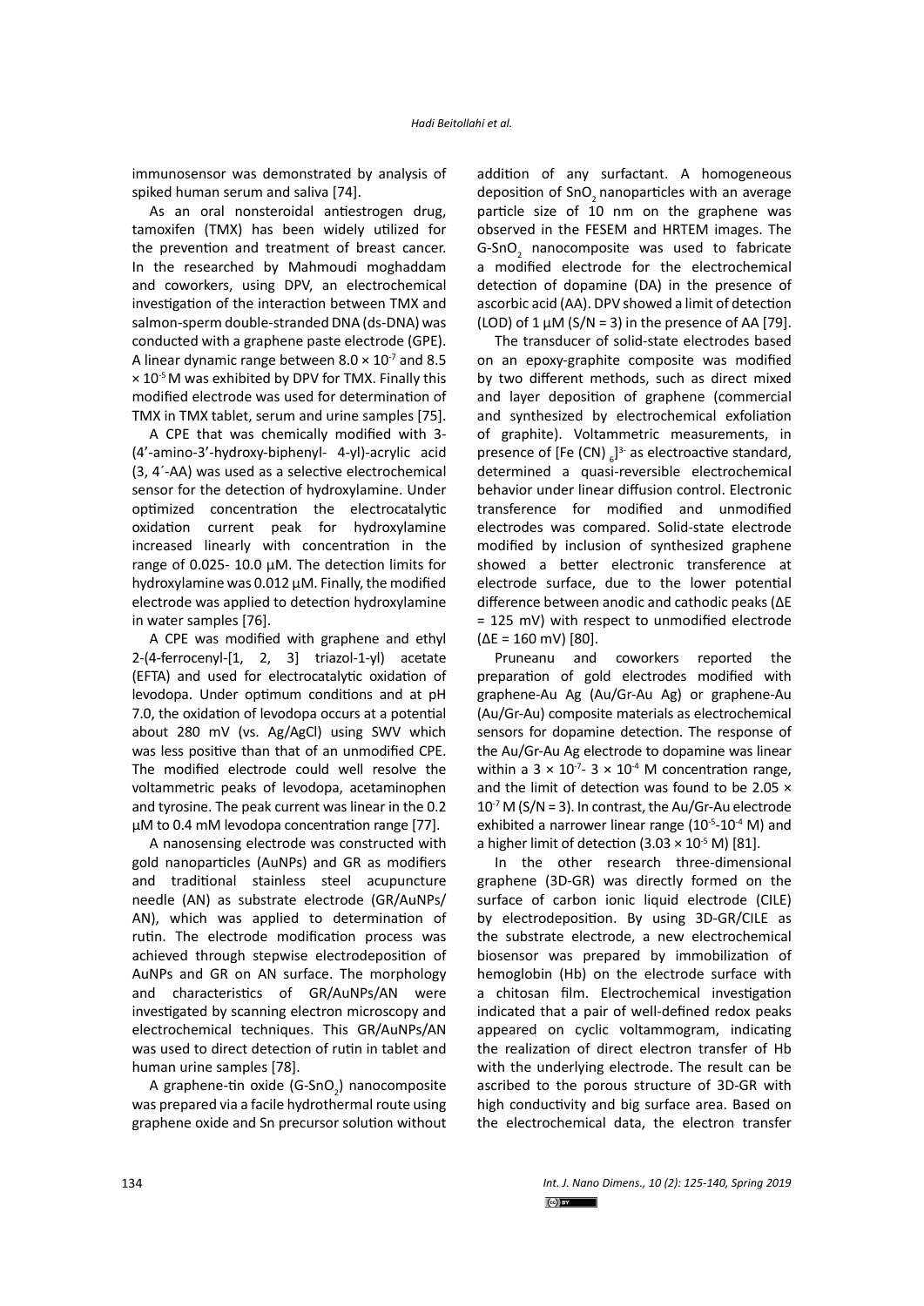immunosensor was demonstrated by analysis of spiked human serum and saliva [74].

As an oral nonsteroidal antiestrogen drug, tamoxifen (TMX) has been widely utilized for the prevention and treatment of breast cancer. In the researched by Mahmoudi moghaddam and coworkers, using DPV, an electrochemical investigation of the interaction between TMX and salmon-sperm double-stranded DNA (ds-DNA) was conducted with a graphene paste electrode (GPE). A linear dynamic range between $8.0 \times 10^{-7}$ and $8.5 \times 10^{-5}$ M was exhibited by DPV for TMX. Finally this modified electrode was used for determination of TMX in TMX tablet, serum and urine samples [75].

A CPE that was chemically modified with 3-(4'-amino-3'-hydroxy-biphenyl- 4-yl)-acrylic acid (3, 4´-AA) was used as a selective electrochemical sensor for the detection of hydroxylamine. Under optimized concentration the electrocatalytic oxidation current peak for hydroxylamine increased linearly with concentration in the range of 0.025- 10.0 µM. The detection limits for hydroxylamine was 0.012 µM. Finally, the modified electrode was applied to detection hydroxylamine in water samples [76].

A CPE was modified with graphene and ethyl 2-(4-ferrocenyl-[1, 2, 3] triazol-1-yl) acetate (EFTA) and used for electrocatalytic oxidation of levodopa. Under optimum conditions and at pH 7.0, the oxidation of levodopa occurs at a potential about 280 mV (vs. Ag/AgCl) using SWV which was less positive than that of an unmodified CPE. The modified electrode could well resolve the voltammetric peaks of levodopa, acetaminophen and tyrosine. The peak current was linear in the 0.2 µM to 0.4 mM levodopa concentration range [77].

A nanosensing electrode was constructed with gold nanoparticles (AuNPs) and GR as modifiers and traditional stainless steel acupuncture needle (AN) as substrate electrode (GR/AuNPs/AN), which was applied to determination of rutin. The electrode modification process was achieved through stepwise electrodeposition of AuNPs and GR on AN surface. The morphology and characteristics of GR/AuNPs/AN were investigated by scanning electron microscopy and electrochemical techniques. This GR/AuNPs/AN was used to direct detection of rutin in tablet and human urine samples [78].

A graphene-tin oxide (G-$SnO_2$) nanocomposite was prepared via a facile hydrothermal route using graphene oxide and Sn precursor solution without addition of any surfactant. A homogeneous deposition of $SnO_2$ nanoparticles with an average particle size of 10 nm on the graphene was observed in the FESEM and HRTEM images. The G-$SnO_2$ nanocomposite was used to fabricate a modified electrode for the electrochemical detection of dopamine (DA) in the presence of ascorbic acid (AA). DPV showed a limit of detection (LOD) of 1 µM (S/N = 3) in the presence of AA [79].

The transducer of solid-state electrodes based on an epoxy-graphite composite was modified by two different methods, such as direct mixed and layer deposition of graphene (commercial and synthesized by electrochemical exfoliation of graphite). Voltammetric measurements, in presence of $[Fe(CN)_6]^{3-}$ as electroactive standard, determined a quasi-reversible electrochemical behavior under linear diffusion control. Electronic transference for modified and unmodified electrodes was compared. Solid-state electrode modified by inclusion of synthesized graphene showed a better electronic transference at electrode surface, due to the lower potential difference between anodic and cathodic peaks (ΔE = 125 mV) with respect to unmodified electrode (ΔE = 160 mV) [80].

Pruneanu and coworkers reported the preparation of gold electrodes modified with graphene-Au Ag (Au/Gr-Au Ag) or graphene-Au (Au/Gr-Au) composite materials as electrochemical sensors for dopamine detection. The response of the Au/Gr-Au Ag electrode to dopamine was linear within a $3 \times 10^{-7}$- $3 \times 10^{-4}$ M concentration range, and the limit of detection was found to be $2.05 \times 10^{-7}$ M (S/N = 3). In contrast, the Au/Gr-Au electrode exhibited a narrower linear range ($10^{-5}$-$10^{-4}$ M) and a higher limit of detection ($3.03 \times 10^{-5}$ M) [81].

In the other research three-dimensional graphene (3D-GR) was directly formed on the surface of carbon ionic liquid electrode (CILE) by electrodeposition. By using 3D-GR/CILE as the substrate electrode, a new electrochemical biosensor was prepared by immobilization of hemoglobin (Hb) on the electrode surface with a chitosan film. Electrochemical investigation indicated that a pair of well-defined redox peaks appeared on cyclic voltammogram, indicating the realization of direct electron transfer of Hb with the underlying electrode. The result can be ascribed to the porous structure of 3D-GR with high conductivity and big surface area. Based on the electrochemical data, the electron transfer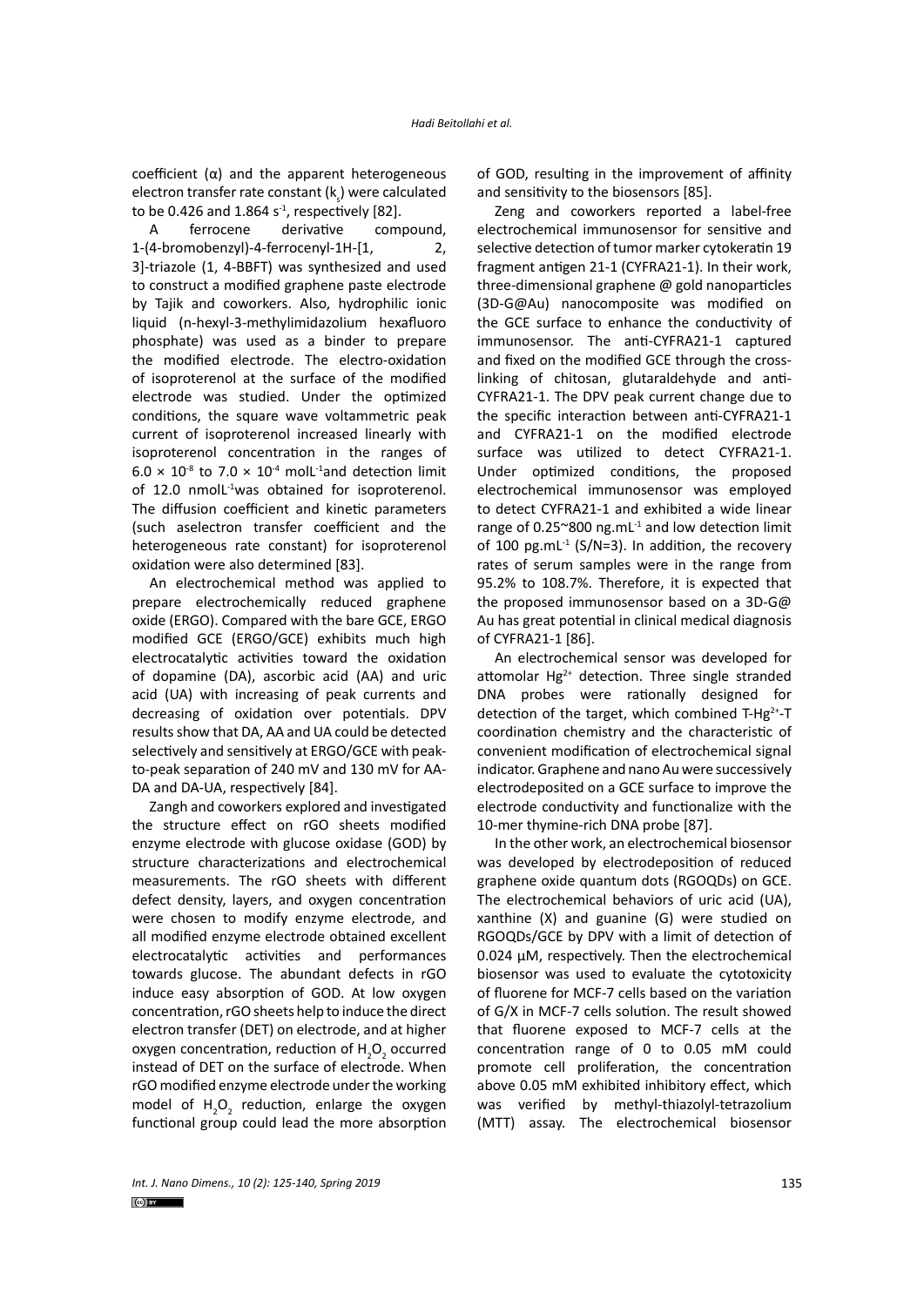coefficient (α) and the apparent heterogeneous electron transfer rate constant ($k_s$) were calculated to be 0.426 and 1.864 $s^{-1}$, respectively [82].

A ferrocene derivative compound, 1-(4-bromobenzyl)-4-ferrocenyl-1H-[1, 2, 3]-triazole (1, 4-BBFT) was synthesized and used to construct a modified graphene paste electrode by Tajik and coworkers. Also, hydrophilic ionic liquid (n-hexyl-3-methylimidazolium hexafluoro phosphate) was used as a binder to prepare the modified electrode. The electro-oxidation of isoproterenol at the surface of the modified electrode was studied. Under the optimized conditions, the square wave voltammetric peak current of isoproterenol increased linearly with isoproterenol concentration in the ranges of $6.0 \times 10^{-8}$ to $7.0 \times 10^{-4}$ $molL^{-1}$and detection limit of 12.0 $nmolL^{-1}$was obtained for isoproterenol. The diffusion coefficient and kinetic parameters (such aselectron transfer coefficient and the heterogeneous rate constant) for isoproterenol oxidation were also determined [83].

An electrochemical method was applied to prepare electrochemically reduced graphene oxide (ERGO). Compared with the bare GCE, ERGO modified GCE (ERGO/GCE) exhibits much high electrocatalytic activities toward the oxidation of dopamine (DA), ascorbic acid (AA) and uric acid (UA) with increasing of peak currents and decreasing of oxidation over potentials. DPV results show that DA, AA and UA could be detected selectively and sensitively at ERGO/GCE with peak-to-peak separation of 240 mV and 130 mV for AA-DA and DA-UA, respectively [84].

Zangh and coworkers explored and investigated the structure effect on rGO sheets modified enzyme electrode with glucose oxidase (GOD) by structure characterizations and electrochemical measurements. The rGO sheets with different defect density, layers, and oxygen concentration were chosen to modify enzyme electrode, and all modified enzyme electrode obtained excellent electrocatalytic activities and performances towards glucose. The abundant defects in rGO induce easy absorption of GOD. At low oxygen concentration, rGO sheets help to induce the direct electron transfer (DET) on electrode, and at higher oxygen concentration, reduction of $H_2O_2$ occurred instead of DET on the surface of electrode. When rGO modified enzyme electrode under the working model of $H_2O_2$ reduction, enlarge the oxygen functional group could lead the more absorption of GOD, resulting in the improvement of affinity and sensitivity to the biosensors [85].

Zeng and coworkers reported a label-free electrochemical immunosensor for sensitive and selective detection of tumor marker cytokeratin 19 fragment antigen 21-1 (CYFRA21-1). In their work, three-dimensional graphene @ gold nanoparticles (3D-G@Au) nanocomposite was modified on the GCE surface to enhance the conductivity of immunosensor. The anti-CYFRA21-1 captured and fixed on the modified GCE through the cross-linking of chitosan, glutaraldehyde and anti-CYFRA21-1. The DPV peak current change due to the specific interaction between anti-CYFRA21-1 and CYFRA21-1 on the modified electrode surface was utilized to detect CYFRA21-1. Under optimized conditions, the proposed electrochemical immunosensor was employed to detect CYFRA21-1 and exhibited a wide linear range of 0.25~800 $ng.mL^{-1}$ and low detection limit of 100 $pg.mL^{-1}$ (S/N=3). In addition, the recovery rates of serum samples were in the range from 95.2% to 108.7%. Therefore, it is expected that the proposed immunosensor based on a 3D-G@Au has great potential in clinical medical diagnosis of CYFRA21-1 [86].

An electrochemical sensor was developed for attomolar $Hg^{2+}$ detection. Three single stranded DNA probes were rationally designed for detection of the target, which combined T-$Hg^{2+}$-T coordination chemistry and the characteristic of convenient modification of electrochemical signal indicator. Graphene and nano Au were successively electrodeposited on a GCE surface to improve the electrode conductivity and functionalize with the 10-mer thymine-rich DNA probe [87].

In the other work, an electrochemical biosensor was developed by electrodeposition of reduced graphene oxide quantum dots (RGOQDs) on GCE. The electrochemical behaviors of uric acid (UA), xanthine (X) and guanine (G) were studied on RGOQDs/GCE by DPV with a limit of detection of 0.024 µM, respectively. Then the electrochemical biosensor was used to evaluate the cytotoxicity of fluorene for MCF-7 cells based on the variation of G/X in MCF-7 cells solution. The result showed that fluorene exposed to MCF-7 cells at the concentration range of 0 to 0.05 mM could promote cell proliferation, the concentration above 0.05 mM exhibited inhibitory effect, which was verified by methyl-thiazolyl-tetrazolium (MTT) assay. The electrochemical biosensor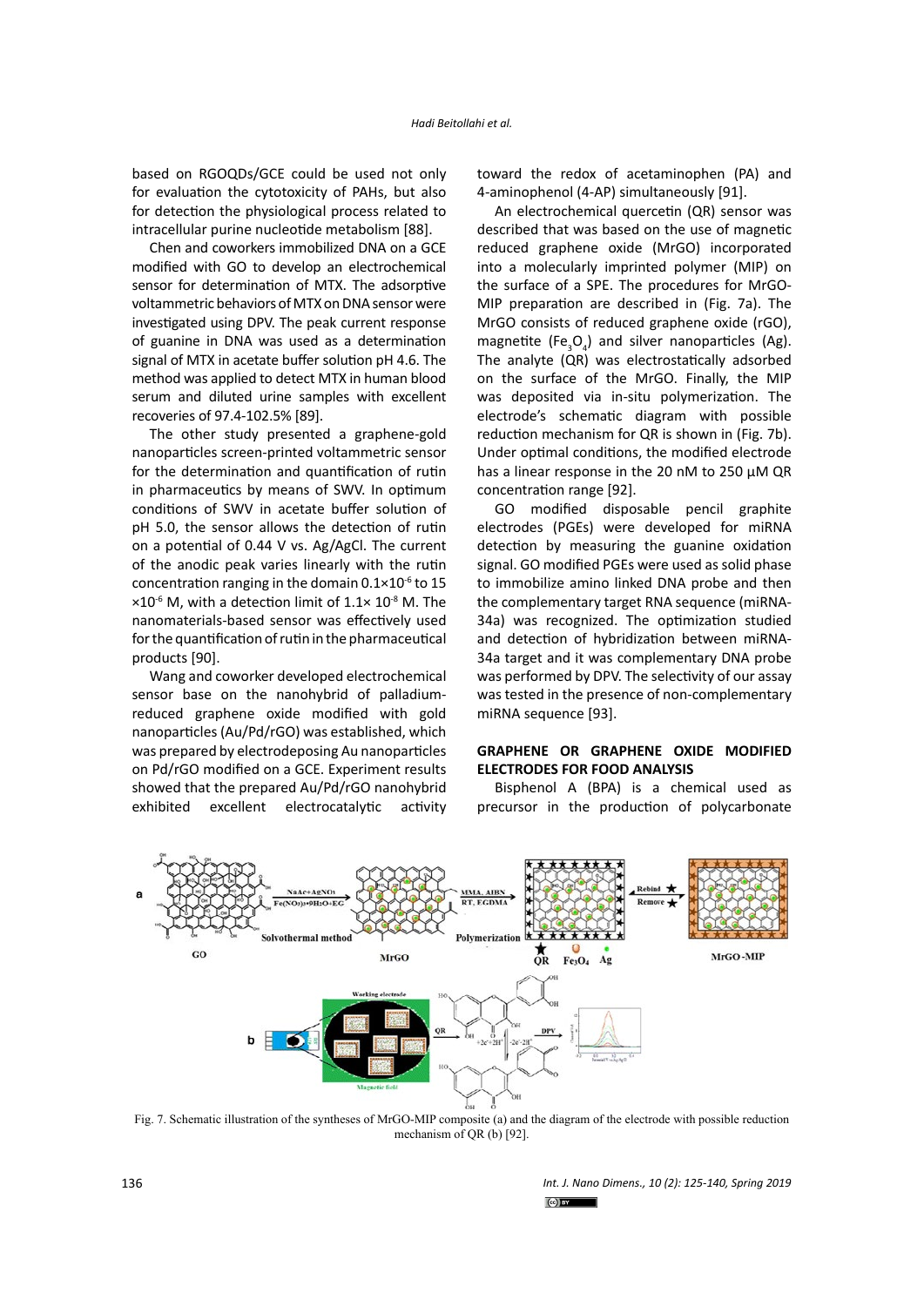based on RGOQDs/GCE could be used not only for evaluation the cytotoxicity of PAHs, but also for detection the physiological process related to intracellular purine nucleotide metabolism [88].

Chen and coworkers immobilized DNA on a GCE modified with GO to develop an electrochemical sensor for determination of MTX. The adsorptive voltammetric behaviors of MTX on DNA sensor were investigated using DPV. The peak current response of guanine in DNA was used as a determination signal of MTX in acetate buffer solution pH 4.6. The method was applied to detect MTX in human blood serum and diluted urine samples with excellent recoveries of 97.4-102.5% [89].

The other study presented a graphene-gold nanoparticles screen-printed voltammetric sensor for the determination and quantification of rutin in pharmaceutics by means of SWV. In optimum conditions of SWV in acetate buffer solution of pH 5.0, the sensor allows the detection of rutin on a potential of 0.44 V vs. Ag/AgCl. The current of the anodic peak varies linearly with the rutin concentration ranging in the domain $0.1\times10^{-6}$ to 15 $\times10^{-6}$ M, with a detection limit of $1.1\times 10^{-8}$ M. The nanomaterials-based sensor was effectively used for the quantification of rutin in the pharmaceutical products [90].

Wang and coworker developed electrochemical sensor base on the nanohybrid of palladium-reduced graphene oxide modified with gold nanoparticles (Au/Pd/rGO) was established, which was prepared by electrodeposing Au nanoparticles on Pd/rGO modified on a GCE. Experiment results showed that the prepared Au/Pd/rGO nanohybrid exhibited excellent electrocatalytic activity toward the redox of acetaminophen (PA) and 4-aminophenol (4-AP) simultaneously [91].

An electrochemical quercetin (QR) sensor was described that was based on the use of magnetic reduced graphene oxide (MrGO) incorporated into a molecularly imprinted polymer (MIP) on the surface of a SPE. The procedures for MrGO-MIP preparation are described in (Fig. 7a). The MrGO consists of reduced graphene oxide (rGO), magnetite ($Fe_3O_4$) and silver nanoparticles (Ag). The analyte (QR) was electrostatically adsorbed on the surface of the MrGO. Finally, the MIP was deposited via in-situ polymerization. The electrode's schematic diagram with possible reduction mechanism for QR is shown in (Fig. 7b). Under optimal conditions, the modified electrode has a linear response in the 20 nM to 250 μM QR concentration range [92].

GO modified disposable pencil graphite electrodes (PGEs) were developed for miRNA detection by measuring the guanine oxidation signal. GO modified PGEs were used as solid phase to immobilize amino linked DNA probe and then the complementary target RNA sequence (miRNA-34a) was recognized. The optimization studied and detection of hybridization between miRNA-34a target and it was complementary DNA probe was performed by DPV. The selectivity of our assay was tested in the presence of non-complementary miRNA sequence [93].

## GRAPHENE OR GRAPHENE OXIDE MODIFIED ELECTRODES FOR FOOD ANALYSIS

Bisphenol A (BPA) is a chemical used as precursor in the production of polycarbonate

Fig. 7. Schematic illustration of the syntheses of MrGO-MIP composite (a) and the diagram of the electrode with possible reduction mechanism of QR (b) [92].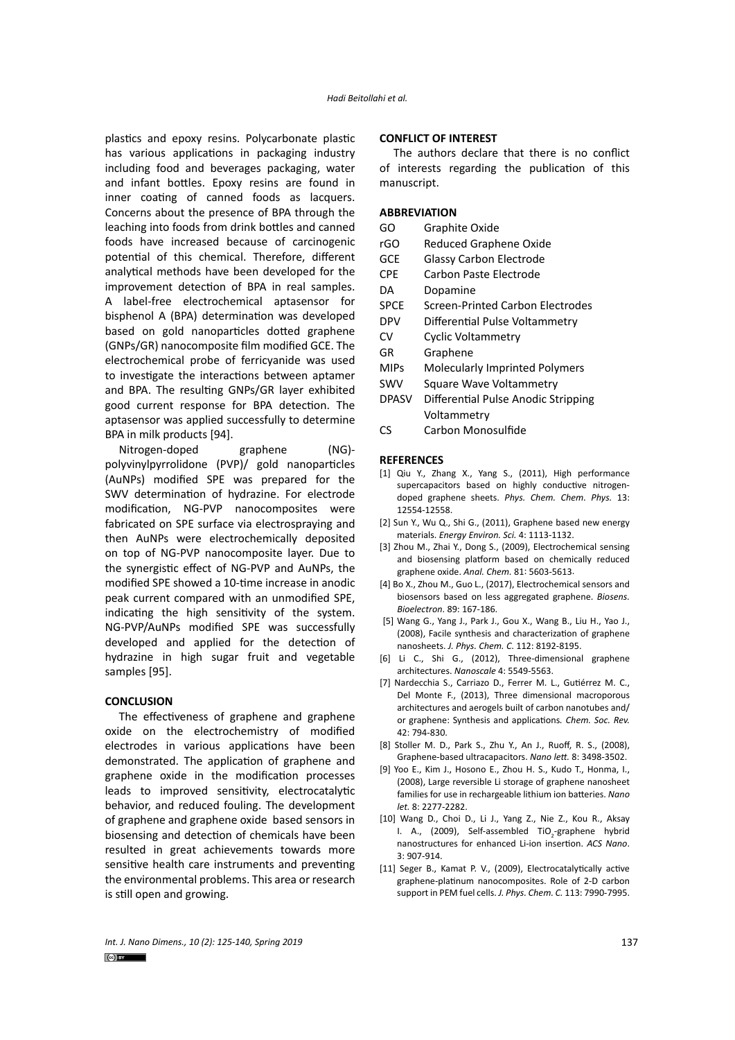plastics and epoxy resins. Polycarbonate plastic has various applications in packaging industry including food and beverages packaging, water and infant bottles. Epoxy resins are found in inner coating of canned foods as lacquers. Concerns about the presence of BPA through the leaching into foods from drink bottles and canned foods have increased because of carcinogenic potential of this chemical. Therefore, different analytical methods have been developed for the improvement detection of BPA in real samples. A label-free electrochemical aptasensor for bisphenol A (BPA) determination was developed based on gold nanoparticles dotted graphene (GNPs/GR) nanocomposite film modified GCE. The electrochemical probe of ferricyanide was used to investigate the interactions between aptamer and BPA. The resulting GNPs/GR layer exhibited good current response for BPA detection. The aptasensor was applied successfully to determine BPA in milk products [94].

Nitrogen-doped graphene (NG)-polyvinylpyrrolidone (PVP)/ gold nanoparticles (AuNPs) modified SPE was prepared for the SWV determination of hydrazine. For electrode modification, NG-PVP nanocomposites were fabricated on SPE surface via electrospraying and then AuNPs were electrochemically deposited on top of NG-PVP nanocomposite layer. Due to the synergistic effect of NG-PVP and AuNPs, the modified SPE showed a 10-time increase in anodic peak current compared with an unmodified SPE, indicating the high sensitivity of the system. NG-PVP/AuNPs modified SPE was successfully developed and applied for the detection of hydrazine in high sugar fruit and vegetable samples [95].

## CONCLUSION

The effectiveness of graphene and graphene oxide on the electrochemistry of modified electrodes in various applications have been demonstrated. The application of graphene and graphene oxide in the modification processes leads to improved sensitivity, electrocatalytic behavior, and reduced fouling. The development of graphene and graphene oxide based sensors in biosensing and detection of chemicals have been resulted in great achievements towards more sensitive health care instruments and preventing the environmental problems. This area or research is still open and growing.

## CONFLICT OF INTEREST

The authors declare that there is no conflict of interests regarding the publication of this manuscript.

## ABBREVIATION

| | |
|---|---|
| GO | Graphite Oxide |
| rGO | Reduced Graphene Oxide |
| GCE | Glassy Carbon Electrode |
| CPE | Carbon Paste Electrode |
| DA | Dopamine |
| SPCE | Screen-Printed Carbon Electrodes |
| DPV | Differential Pulse Voltammetry |
| CV | Cyclic Voltammetry |
| GR | Graphene |
| MIPs | Molecularly Imprinted Polymers |
| SWV | Square Wave Voltammetry |
| DPASV | Differential Pulse Anodic Stripping Voltammetry |
| CS | Carbon Monosulfide |

## REFERENCES

[1] Qiu Y., Zhang X., Yang S., (2011), High performance supercapacitors based on highly conductive nitrogen-doped graphene sheets. *Phys. Chem. Chem. Phys.* 13: 12554-12558.

[2] Sun Y., Wu Q., Shi G., (2011), Graphene based new energy materials. *Energy Environ. Sci.* 4: 1113-1132.

[3] Zhou M., Zhai Y., Dong S., (2009), Electrochemical sensing and biosensing platform based on chemically reduced graphene oxide. *Anal. Chem.* 81: 5603-5613.

[4] Bo X., Zhou M., Guo L., (2017), Electrochemical sensors and biosensors based on less aggregated graphene. *Biosens. Bioelectron.* 89: 167-186.

[5] Wang G., Yang J., Park J., Gou X., Wang B., Liu H., Yao J., (2008), Facile synthesis and characterization of graphene nanosheets. *J. Phys. Chem. C.* 112: 8192-8195.

[6] Li C., Shi G., (2012), Three-dimensional graphene architectures. *Nanoscale* 4: 5549-5563.

[7] Nardecchia S., Carriazo D., Ferrer M. L., Gutiérrez M. C., Del Monte F., (2013), Three dimensional macroporous architectures and aerogels built of carbon nanotubes and/or graphene: Synthesis and applications. *Chem. Soc. Rev.* 42: 794-830.

[8] Stoller M. D., Park S., Zhu Y., An J., Ruoff, R. S., (2008), Graphene-based ultracapacitors. *Nano lett.* 8: 3498-3502.

[9] Yoo E., Kim J., Hosono E., Zhou H. S., Kudo T., Honma, I., (2008), Large reversible Li storage of graphene nanosheet families for use in rechargeable lithium ion batteries. *Nano let.* 8: 2277-2282.

[10] Wang D., Choi D., Li J., Yang Z., Nie Z., Kou R., Aksay I. A., (2009), Self-assembled $TiO_2$-graphene hybrid nanostructures for enhanced Li-ion insertion. *ACS Nano*. 3: 907-914.

[11] Seger B., Kamat P. V., (2009), Electrocatalytically active graphene-platinum nanocomposites. Role of 2-D carbon support in PEM fuel cells. *J. Phys. Chem. C.* 113: 7990-7995.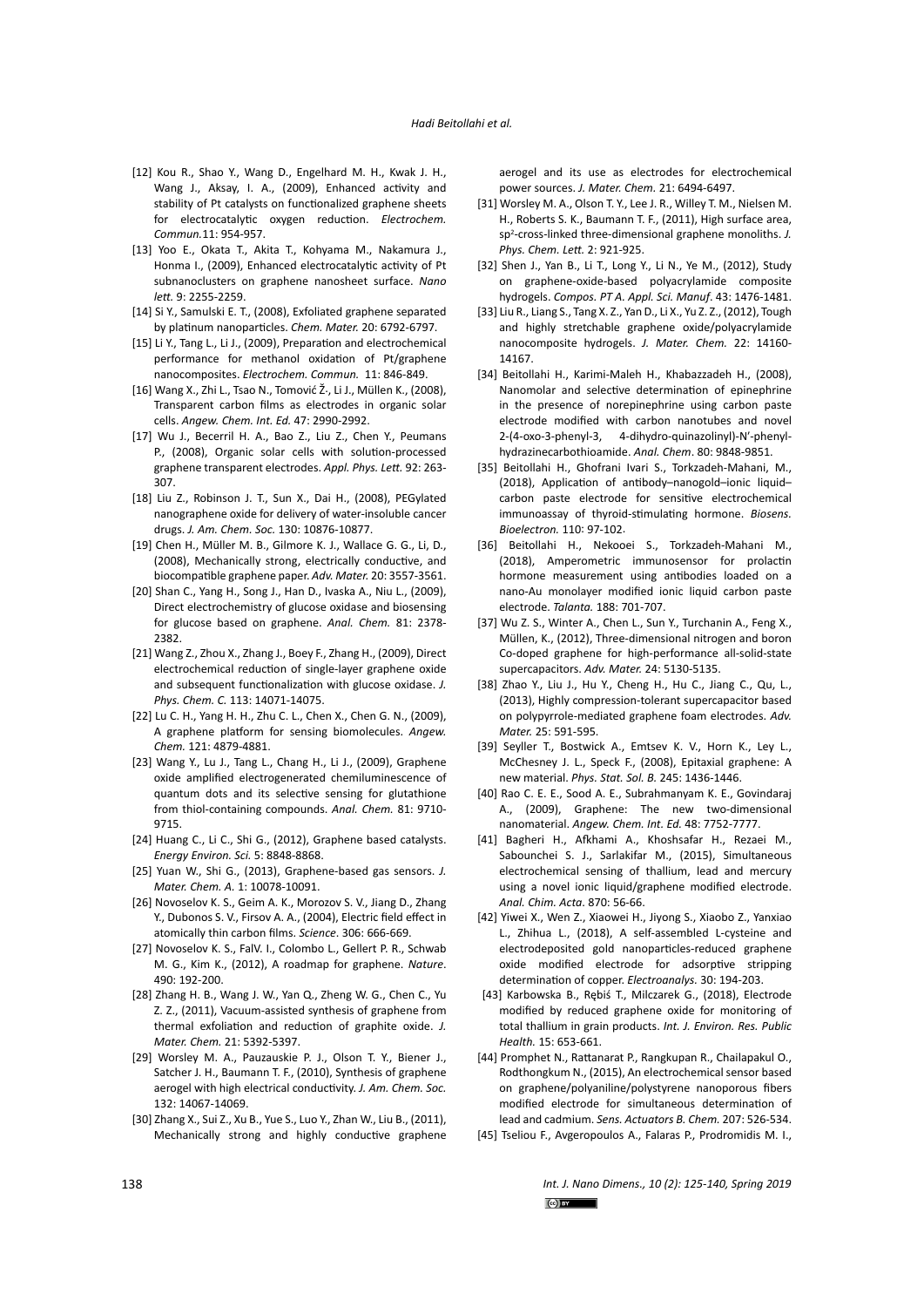[12] Kou R., Shao Y., Wang D., Engelhard M. H., Kwak J. H., Wang J., Aksay, I. A., (2009), Enhanced activity and stability of Pt catalysts on functionalized graphene sheets for electrocatalytic oxygen reduction. *Electrochem. Commun.*11: 954-957.

[13] Yoo E., Okata T., Akita T., Kohyama M., Nakamura J., Honma I., (2009), Enhanced electrocatalytic activity of Pt subnanoclusters on graphene nanosheet surface. *Nano lett.* 9: 2255-2259.

[14] Si Y., Samulski E. T., (2008), Exfoliated graphene separated by platinum nanoparticles. *Chem. Mater.* 20: 6792-6797.

[15] Li Y., Tang L., Li J., (2009), Preparation and electrochemical performance for methanol oxidation of Pt/graphene nanocomposites. *Electrochem. Commun.* 11: 846-849.

[16] Wang X., Zhi L., Tsao N., Tomović Ž., Li J., Müllen K., (2008), Transparent carbon films as electrodes in organic solar cells. *Angew. Chem. Int. Ed.* 47: 2990-2992.

[17] Wu J., Becerril H. A., Bao Z., Liu Z., Chen Y., Peumans P., (2008), Organic solar cells with solution-processed graphene transparent electrodes. *Appl. Phys. Lett.* 92: 263-307.

[18] Liu Z., Robinson J. T., Sun X., Dai H., (2008), PEGylated nanographene oxide for delivery of water-insoluble cancer drugs. *J. Am. Chem. Soc.* 130: 10876-10877.

[19] Chen H., Müller M. B., Gilmore K. J., Wallace G. G., Li, D., (2008), Mechanically strong, electrically conductive, and biocompatible graphene paper. *Adv. Mater.* 20: 3557-3561.

[20] Shan C., Yang H., Song J., Han D., Ivaska A., Niu L., (2009), Direct electrochemistry of glucose oxidase and biosensing for glucose based on graphene. *Anal. Chem.* 81: 2378-2382.

[21] Wang Z., Zhou X., Zhang J., Boey F., Zhang H., (2009), Direct electrochemical reduction of single-layer graphene oxide and subsequent functionalization with glucose oxidase. *J. Phys. Chem. C.* 113: 14071-14075.

[22] Lu C. H., Yang H. H., Zhu C. L., Chen X., Chen G. N., (2009), A graphene platform for sensing biomolecules. *Angew. Chem.* 121: 4879-4881.

[23] Wang Y., Lu J., Tang L., Chang H., Li J., (2009), Graphene oxide amplified electrogenerated chemiluminescence of quantum dots and its selective sensing for glutathione from thiol-containing compounds. *Anal. Chem.* 81: 9710-9715.

[24] Huang C., Li C., Shi G., (2012), Graphene based catalysts. *Energy Environ. Sci.* 5: 8848-8868.

[25] Yuan W., Shi G., (2013), Graphene-based gas sensors. *J. Mater. Chem. A.* 1: 10078-10091.

[26] Novoselov K. S., Geim A. K., Morozov S. V., Jiang D., Zhang Y., Dubonos S. V., Firsov A. A., (2004), Electric field effect in atomically thin carbon films. *Science*. 306: 666-669.

[27] Novoselov K. S., FalV. I., Colombo L., Gellert P. R., Schwab M. G., Kim K., (2012), A roadmap for graphene. *Nature*. 490: 192-200.

[28] Zhang H. B., Wang J. W., Yan Q., Zheng W. G., Chen C., Yu Z. Z., (2011), Vacuum-assisted synthesis of graphene from thermal exfoliation and reduction of graphite oxide. *J. Mater. Chem.* 21: 5392-5397.

[29] Worsley M. A., Pauzauskie P. J., Olson T. Y., Biener J., Satcher J. H., Baumann T. F., (2010), Synthesis of graphene aerogel with high electrical conductivity. *J. Am. Chem. Soc.* 132: 14067-14069.

[30] Zhang X., Sui Z., Xu B., Yue S., Luo Y., Zhan W., Liu B., (2011), Mechanically strong and highly conductive graphene aerogel and its use as electrodes for electrochemical power sources. *J. Mater. Chem.* 21: 6494-6497.

[31] Worsley M. A., Olson T. Y., Lee J. R., Willey T. M., Nielsen M. H., Roberts S. K., Baumann T. F., (2011), High surface area, $sp^2$-cross-linked three-dimensional graphene monoliths. *J. Phys. Chem. Lett.* 2: 921-925.

[32] Shen J., Yan B., Li T., Long Y., Li N., Ye M., (2012), Study on graphene-oxide-based polyacrylamide composite hydrogels. *Compos. PT A. Appl. Sci. Manuf*. 43: 1476-1481.

[33] Liu R., Liang S., Tang X. Z., Yan D., Li X., Yu Z. Z., (2012), Tough and highly stretchable graphene oxide/polyacrylamide nanocomposite hydrogels. *J. Mater. Chem.* 22: 14160-14167.

[34] Beitollahi H., Karimi-Maleh H., Khabazzadeh H., (2008), Nanomolar and selective determination of epinephrine in the presence of norepinephrine using carbon paste electrode modified with carbon nanotubes and novel 2-(4-oxo-3-phenyl-3, 4-dihydro-quinazolinyl)-N'-phenyl-hydrazinecarbothioamide. *Anal. Chem*. 80: 9848-9851.

[35] Beitollahi H., Ghofrani Ivari S., Torkzadeh-Mahani, M., (2018), Application of antibody–nanogold–ionic liquid–carbon paste electrode for sensitive electrochemical immunoassay of thyroid-stimulating hormone. *Biosens. Bioelectron.* 110: 97-102.

[36] Beitollahi H., Nekooei S., Torkzadeh-Mahani M., (2018), Amperometric immunosensor for prolactin hormone measurement using antibodies loaded on a nano-Au monolayer modified ionic liquid carbon paste electrode. *Talanta.* 188: 701-707.

[37] Wu Z. S., Winter A., Chen L., Sun Y., Turchanin A., Feng X., Müllen, K., (2012), Three-dimensional nitrogen and boron Co-doped graphene for high-performance all-solid-state supercapacitors. *Adv. Mater.* 24: 5130-5135.

[38] Zhao Y., Liu J., Hu Y., Cheng H., Hu C., Jiang C., Qu, L., (2013), Highly compression-tolerant supercapacitor based on polypyrrole-mediated graphene foam electrodes. *Adv. Mater.* 25: 591-595.

[39] Seyller T., Bostwick A., Emtsev K. V., Horn K., Ley L., McChesney J. L., Speck F., (2008), Epitaxial graphene: A new material. *Phys. Stat. Sol. B.* 245: 1436-1446.

[40] Rao C. E. E., Sood A. E., Subrahmanyam K. E., Govindaraj A., (2009), Graphene: The new two-dimensional nanomaterial. *Angew. Chem. Int. Ed.* 48: 7752-7777.

[41] Bagheri H., Afkhami A., Khoshsafar H., Rezaei M., Sabounchei S. J., Sarlakifar M., (2015), Simultaneous electrochemical sensing of thallium, lead and mercury using a novel ionic liquid/graphene modified electrode. *Anal. Chim. Acta*. 870: 56-66.

[42] Yiwei X., Wen Z., Xiaowei H., Jiyong S., Xiaobo Z., Yanxiao L., Zhihua L., (2018), A self-assembled L-cysteine and electrodeposited gold nanoparticles-reduced graphene oxide modified electrode for adsorptive stripping determination of copper. *Electroanalys.* 30: 194-203.

[43] Karbowska B., Rębiś T., Milczarek G., (2018), Electrode modified by reduced graphene oxide for monitoring of total thallium in grain products. *Int. J. Environ. Res. Public Health.* 15: 653-661.

[44] Promphet N., Rattanarat P., Rangkupan R., Chailapakul O., Rodthongkum N., (2015), An electrochemical sensor based on graphene/polyaniline/polystyrene nanoporous fibers modified electrode for simultaneous determination of lead and cadmium. *Sens. Actuators B. Chem.* 207: 526-534.

[45] Tseliou F., Avgeropoulos A., Falaras P., Prodromidis M. I.,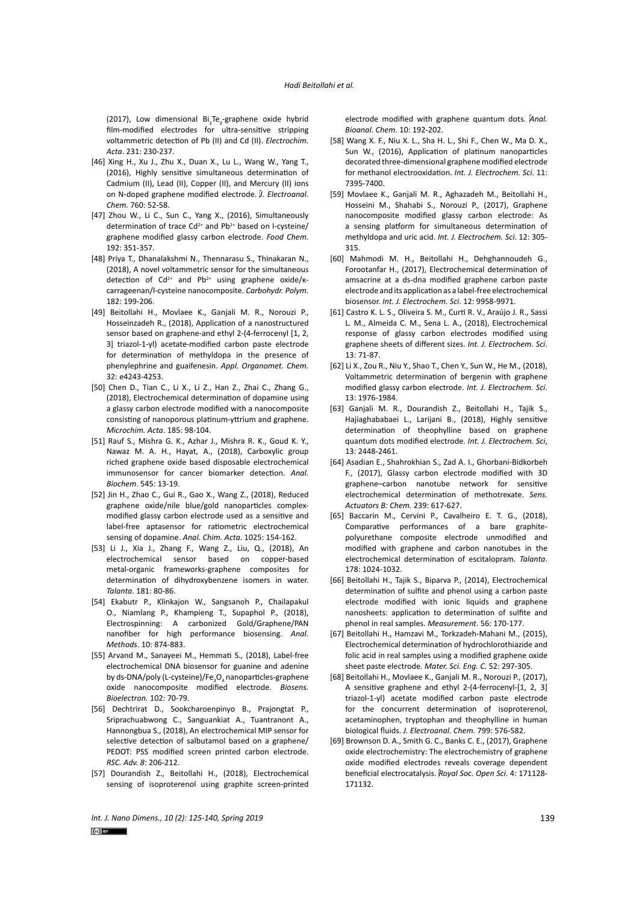(2017), Low dimensional $Bi_2Te_3$-graphene oxide hybrid film-modified electrodes for ultra-sensitive stripping voltammetric detection of Pb (II) and Cd (II). *Electrochim. Acta*. 231: 230-237.

[46] Xing H., Xu J., Zhu X., Duan X., Lu L., Wang W., Yang T., (2016), Highly sensitive simultaneous determination of Cadmium (II), Lead (II), Copper (II), and Mercury (II) ions on N-doped graphene modified electrode. *J. Electroanal. Chem.* 760: 52-58.

[47] Zhou W., Li C., Sun C., Yang X., (2016), Simultaneously determination of trace $Cd^{2+}$ and $Pb^{2+}$ based on l-cysteine/graphene modified glassy carbon electrode. *Food Chem.* 192: 351-357.

[48] Priya T., Dhanalakshmi N., Thennarasu S., Thinakaran N., (2018), A novel voltammetric sensor for the simultaneous detection of $Cd^{2+}$ and $Pb^{2+}$ using graphene oxide/κ-carrageenan/l-cysteine nanocomposite. *Carbohydr. Polym.* 182: 199-206.

[49] Beitollahi H., Movlaee K., Ganjali M. R., Norouzi P., Hosseinzadeh R., (2018), Application of a nanostructured sensor based on graphene-and ethyl 2-(4-ferrocenyl [1, 2, 3] triazol-1-yl) acetate-modified carbon paste electrode for determination of methyldopa in the presence of phenylephrine and guaifenesin. *Appl. Organomet. Chem.* 32: e4243-4253.

[50] Chen D., Tian C., Li X., Li Z., Han Z., Zhai C., Zhang G., (2018), Electrochemical determination of dopamine using a glassy carbon electrode modified with a nanocomposite consisting of nanoporous platinum-yttrium and graphene. *Microchim. Acta*. 185: 98-104.

[51] Rauf S., Mishra G. K., Azhar J., Mishra R. K., Goud K. Y., Nawaz M. A. H., Hayat, A., (2018), Carboxylic group riched graphene oxide based disposable electrochemical immunosensor for cancer biomarker detection. *Anal. Biochem*. 545: 13-19.

[52] Jin H., Zhao C., Gui R., Gao X., Wang Z., (2018), Reduced graphene oxide/nile blue/gold nanoparticles complex-modified glassy carbon electrode used as a sensitive and label-free aptasensor for ratiometric electrochemical sensing of dopamine. *Anal. Chim. Acta*. 1025: 154-162.

[53] Li J., Xia J., Zhang F., Wang Z., Liu, Q., (2018), An electrochemical sensor based on copper-based metal-organic frameworks-graphene composites for determination of dihydroxybenzene isomers in water. *Talanta*. 181: 80-86.

[54] Ekabutr P., Klinkajon W., Sangsanoh P., Chailapakul O., Niamlang P., Khampieng T., Supaphol P., (2018), Electrospinning: A carbonized Gold/Graphene/PAN nanofiber for high performance biosensing. *Anal. Methods*. 10: 874-883.

[55] Arvand M., Sanayeei M., Hemmati S., (2018), Label-free electrochemical DNA biosensor for guanine and adenine by ds-DNA/poly (L-cysteine)/$Fe_3O_4$ nanoparticles-graphene oxide nanocomposite modified electrode. *Biosens. Bioelectron.* 102: 70-79.

[56] Dechtrirat D., Sookcharoenpinyo B., Prajongtat P., Sriprachuabwong C., Sanguankiat A., Tuantranont A., Hannongbua S., (2018), An electrochemical MIP sensor for selective detection of salbutamol based on a graphene/PEDOT: PSS modified screen printed carbon electrode. *RSC. Adv. 8*: 206-212.

[57] Dourandish Z., Beitollahi H., (2018), Electrochemical sensing of isoproterenol using graphite screen-printed electrode modified with graphene quantum dots. *Anal. Bioanal. Chem*. 10: 192-202.

[58] Wang X. F., Niu X. L., Sha H. L., Shi F., Chen W., Ma D. X., Sun W., (2016), Application of platinum nanoparticles decorated three-dimensional graphene modified electrode for methanol electrooxidation. *Int. J. Electrochem. Sci*. 11: 7395-7400.

[59] Movlaee K., Ganjali M. R., Aghazadeh M., Beitollahi H., Hosseini M., Shahabi S., Norouzi P., (2017), Graphene nanocomposite modified glassy carbon electrode: As a sensing platform for simultaneous determination of methyldopa and uric acid. *Int. J. Electrochem. Sci*. 12: 305-315.

[60] Mahmodi M. H., Beitollahi H., Dehghannoudeh G., Forootanfar H., (2017), Electrochemical determination of amsacrine at a ds-dna modified graphene carbon paste electrode and its application as a label-free electrochemical biosensor. *Int. J. Electrochem. Sci*. 12: 9958-9971.

[61] Castro K. L. S., Oliveira S. M., Curti R. V., Araújo J. R., Sassi L. M., Almeida C. M., Sena L. A., (2018), Electrochemical response of glassy carbon electrodes modified using graphene sheets of different sizes. *Int. J. Electrochem. Sci*. 13: 71-87.

[62] Li X., Zou R., Niu Y., Shao T., Chen Y., Sun W., He M., (2018), Voltammetric determination of bergenin with graphene modified glassy carbon electrode. *Int. J. Electrochem. Sci*. 13: 1976-1984.

[63] Ganjali M. R., Dourandish Z., Beitollahi H., Tajik S., Hajiaghababaei L., Larijani B., (2018), Highly sensitive determination of theophylline based on graphene quantum dots modified electrode. *Int. J. Electrochem. Sci*, 13: 2448-2461.

[64] Asadian E., Shahrokhian S., Zad A. I., Ghorbani-Bidkorbeh F., (2017), Glassy carbon electrode modified with 3D graphene–carbon nanotube network for sensitive electrochemical determination of methotrexate. *Sens. Actuators B: Chem.* 239: 617-627.

[65] Baccarin M., Cervini P., Cavalheiro E. T. G., (2018), Comparative performances of a bare graphite-polyurethane composite electrode unmodified and modified with graphene and carbon nanotubes in the electrochemical determination of escitalopram. *Talanta*. 178: 1024-1032.

[66] Beitollahi H., Tajik S., Biparva P., (2014), Electrochemical determination of sulfite and phenol using a carbon paste electrode modified with ionic liquids and graphene nanosheets: application to determination of sulfite and phenol in real samples. *Measurement*. 56: 170-177.

[67] Beitollahi H., Hamzavi M., Torkzadeh-Mahani M., (2015), Electrochemical determination of hydrochlorothiazide and folic acid in real samples using a modified graphene oxide sheet paste electrode*. Mater. Sci. Eng. C*. 52: 297-305.

[68] Beitollahi H., Movlaee K., Ganjali M. R., Norouzi P., (2017), A sensitive graphene and ethyl 2-(4-ferrocenyl-[1, 2, 3] triazol-1-yl) acetate modified carbon paste electrode for the concurrent determination of isoproterenol, acetaminophen, tryptophan and theophylline in human biological fluids. *J. Electroanal. Chem.* 799: 576-582.

[69] Brownson D. A., Smith G. C., Banks C. E., (2017), Graphene oxide electrochemistry: The electrochemistry of graphene oxide modified electrodes reveals coverage dependent beneficial electrocatalysis. *Royal Soc. Open Sci*. 4: 171128-171132.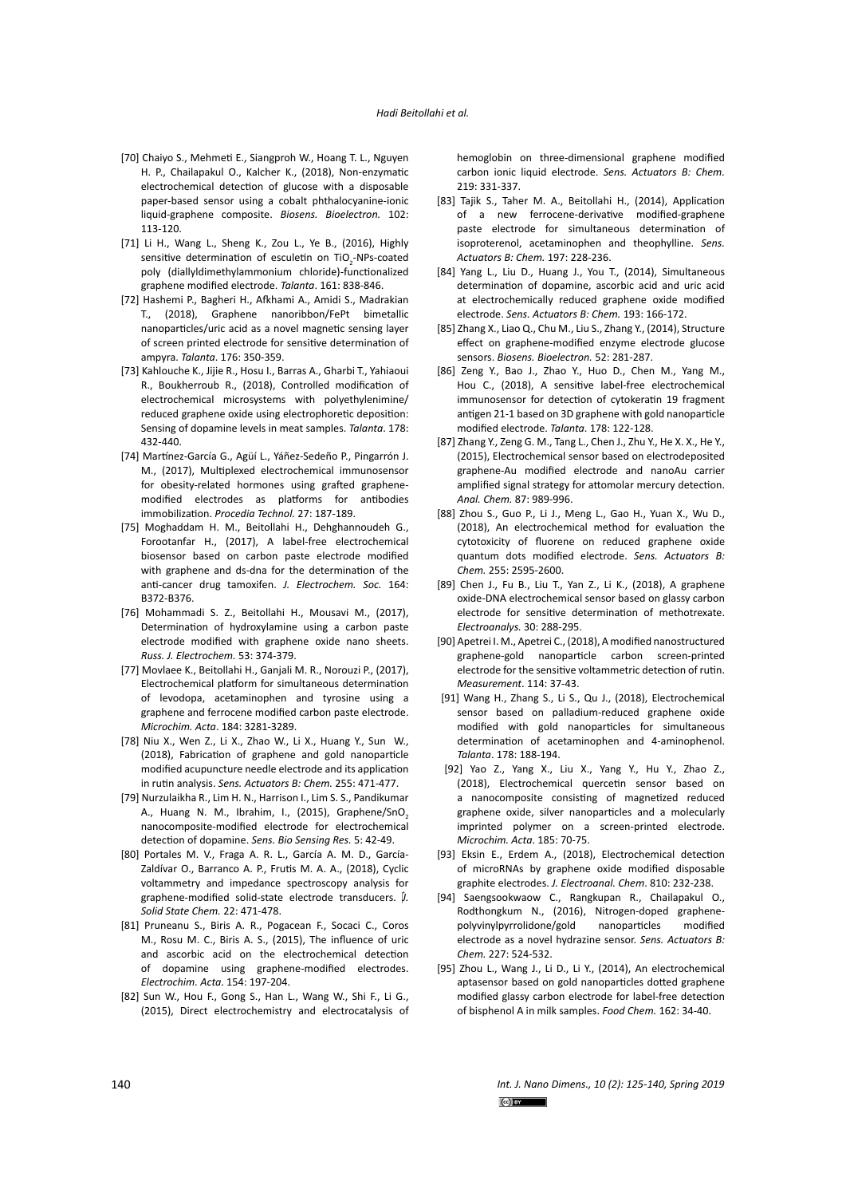[70] Chaiyo S., Mehmeti E., Siangproh W., Hoang T. L., Nguyen H. P., Chailapakul O., Kalcher K., (2018), Non-enzymatic electrochemical detection of glucose with a disposable paper-based sensor using a cobalt phthalocyanine-ionic liquid-graphene composite. *Biosens. Bioelectron.* 102: 113-120.

[71] Li H., Wang L., Sheng K., Zou L., Ye B., (2016), Highly sensitive determination of esculetin on $TiO_2$-NPs-coated poly (diallyldimethylammonium chloride)-functionalized graphene modified electrode. *Talanta*. 161: 838-846.

[72] Hashemi P., Bagheri H., Afkhami A., Amidi S., Madrakian T., (2018), Graphene nanoribbon/FePt bimetallic nanoparticles/uric acid as a novel magnetic sensing layer of screen printed electrode for sensitive determination of ampyra. *Talanta*. 176: 350-359.

[73] Kahlouche K., Jijie R., Hosu I., Barras A., Gharbi T., Yahiaoui R., Boukherroub R., (2018), Controlled modification of electrochemical microsystems with polyethylenimine/ reduced graphene oxide using electrophoretic deposition: Sensing of dopamine levels in meat samples. *Talanta*. 178: 432-440.

[74] Martínez-García G., Agüí L., Yáñez-Sedeño P., Pingarrón J. M., (2017), Multiplexed electrochemical immunosensor for obesity-related hormones using grafted graphene-modified electrodes as platforms for antibodies immobilization. *Procedia Technol.* 27: 187-189.

[75] Moghaddam H. M., Beitollahi H., Dehghannoudeh G., Forootanfar H., (2017), A label-free electrochemical biosensor based on carbon paste electrode modified with graphene and ds-dna for the determination of the anti-cancer drug tamoxifen. *J. Electrochem. Soc.* 164: B372-B376.

[76] Mohammadi S. Z., Beitollahi H., Mousavi M., (2017), Determination of hydroxylamine using a carbon paste electrode modified with graphene oxide nano sheets. *Russ. J. Electrochem.* 53: 374-379.

[77] Movlaee K., Beitollahi H., Ganjali M. R., Norouzi P., (2017), Electrochemical platform for simultaneous determination of levodopa, acetaminophen and tyrosine using a graphene and ferrocene modified carbon paste electrode. *Microchim. Acta*. 184: 3281-3289.

[78] Niu X., Wen Z., Li X., Zhao W., Li X., Huang Y., Sun W., (2018), Fabrication of graphene and gold nanoparticle modified acupuncture needle electrode and its application in rutin analysis. *Sens. Actuators B: Chem.* 255: 471-477.

[79] Nurzulaikha R., Lim H. N., Harrison I., Lim S. S., Pandikumar A., Huang N. M., Ibrahim, I., (2015), Graphene/$SnO_2$ nanocomposite-modified electrode for electrochemical detection of dopamine. *Sens. Bio Sensing Res.* 5: 42-49.

[80] Portales M. V., Fraga A. R. L., García A. M. D., García-Zaldívar O., Barranco A. P., Frutis M. A. A., (2018), Cyclic voltammetry and impedance spectroscopy analysis for graphene-modified solid-state electrode transducers. *J. Solid State Chem.* 22: 471-478.

[81] Pruneanu S., Biris A. R., Pogacean F., Socaci C., Coros M., Rosu M. C., Biris A. S., (2015), The influence of uric and ascorbic acid on the electrochemical detection of dopamine using graphene-modified electrodes. *Electrochim. Acta*. 154: 197-204.

[82] Sun W., Hou F., Gong S., Han L., Wang W., Shi F., Li G., (2015), Direct electrochemistry and electrocatalysis of hemoglobin on three-dimensional graphene modified carbon ionic liquid electrode. *Sens. Actuators B: Chem.* 219: 331-337.

[83] Tajik S., Taher M. A., Beitollahi H., (2014), Application of a new ferrocene-derivative modified-graphene paste electrode for simultaneous determination of isoproterenol, acetaminophen and theophylline. *Sens. Actuators B: Chem.* 197: 228-236.

[84] Yang L., Liu D., Huang J., You T., (2014), Simultaneous determination of dopamine, ascorbic acid and uric acid at electrochemically reduced graphene oxide modified electrode. *Sens. Actuators B: Chem.* 193: 166-172.

[85] Zhang X., Liao Q., Chu M., Liu S., Zhang Y., (2014), Structure effect on graphene-modified enzyme electrode glucose sensors. *Biosens. Bioelectron.* 52: 281-287.

[86] Zeng Y., Bao J., Zhao Y., Huo D., Chen M., Yang M., Hou C., (2018), A sensitive label-free electrochemical immunosensor for detection of cytokeratin 19 fragment antigen 21-1 based on 3D graphene with gold nanoparticle modified electrode. *Talanta*. 178: 122-128.

[87] Zhang Y., Zeng G. M., Tang L., Chen J., Zhu Y., He X. X., He Y., (2015), Electrochemical sensor based on electrodeposited graphene-Au modified electrode and nanoAu carrier amplified signal strategy for attomolar mercury detection. *Anal. Chem.* 87: 989-996.

[88] Zhou S., Guo P., Li J., Meng L., Gao H., Yuan X., Wu D., (2018), An electrochemical method for evaluation the cytotoxicity of fluorene on reduced graphene oxide quantum dots modified electrode. *Sens. Actuators B: Chem.* 255: 2595-2600.

[89] Chen J., Fu B., Liu T., Yan Z., Li K., (2018), A graphene oxide-DNA electrochemical sensor based on glassy carbon electrode for sensitive determination of methotrexate. *Electroanalys.* 30: 288-295.

[90] Apetrei I. M., Apetrei C., (2018), A modified nanostructured graphene-gold nanoparticle carbon screen-printed electrode for the sensitive voltammetric detection of rutin. *Measurement*. 114: 37-43.

[91] Wang H., Zhang S., Li S., Qu J., (2018), Electrochemical sensor based on palladium-reduced graphene oxide modified with gold nanoparticles for simultaneous determination of acetaminophen and 4-aminophenol. *Talanta*. 178: 188-194.

[92] Yao Z., Yang X., Liu X., Yang Y., Hu Y., Zhao Z., (2018), Electrochemical quercetin sensor based on a nanocomposite consisting of magnetized reduced graphene oxide, silver nanoparticles and a molecularly imprinted polymer on a screen-printed electrode. *Microchim. Acta*. 185: 70-75.

[93] Eksin E., Erdem A., (2018), Electrochemical detection of microRNAs by graphene oxide modified disposable graphite electrodes. *J. Electroanal. Chem*. 810: 232-238.

[94] Saengsookwaow C., Rangkupan R., Chailapakul O., Rodthongkum N., (2016), Nitrogen-doped graphene-polyvinylpyrrolidone/gold nanoparticles modified electrode as a novel hydrazine sensor. *Sens. Actuators B: Chem.* 227: 524-532.

[95] Zhou L., Wang J., Li D., Li Y., (2014), An electrochemical aptasensor based on gold nanoparticles dotted graphene modified glassy carbon electrode for label-free detection of bisphenol A in milk samples. *Food Chem.* 162: 34-40.